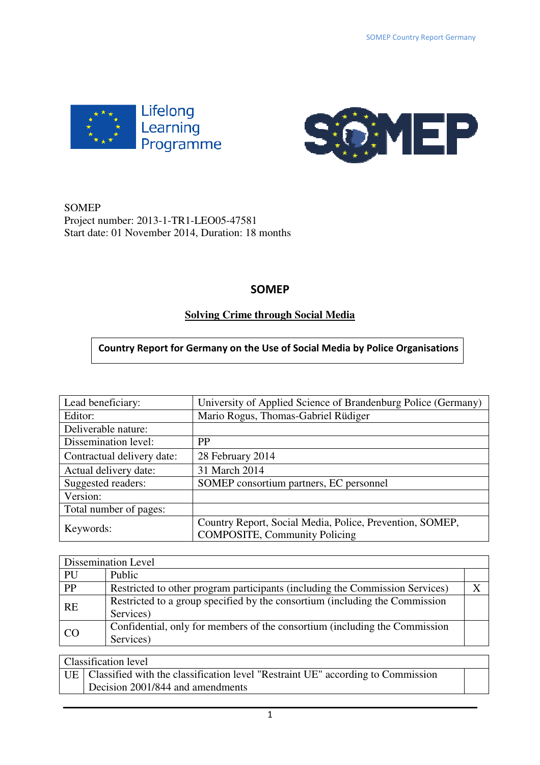SOMEP
Project number: 2013-1-TR1-LEO05-47581
Start date: 01 November 2014, Duration: 18 months

# SOMEP

## Solving Crime through Social Media

**Country Report for Germany on the Use of Social Media by Police Organisations**

| | |
|---|---|
| Lead beneficiary: | University of Applied Science of Brandenburg Police (Germany) |
| Editor: | Mario Rogus, Thomas-Gabriel Rüdiger |
| Deliverable nature: | |
| Dissemination level: | PP |
| Contractual delivery date: | 28 February 2014 |
| Actual delivery date: | 31 March 2014 |
| Suggested readers: | SOMEP consortium partners, EC personnel |
| Version: | |
| Total number of pages: | |
| Keywords: | Country Report, Social Media, Police, Prevention, SOMEP, COMPOSITE, Community Policing |

| Dissemination Level | | |
|---|---|---|
| PU | Public | |
| PP | Restricted to other program participants (including the Commission Services) | X |
| RE | Restricted to a group specified by the consortium (including the Commission Services) | |
| CO | Confidential, only for members of the consortium (including the Commission Services) | |

| Classification level | | |
|---|---|---|
| UE | Classified with the classification level "Restraint UE" according to Commission Decision 2001/844 and amendments | |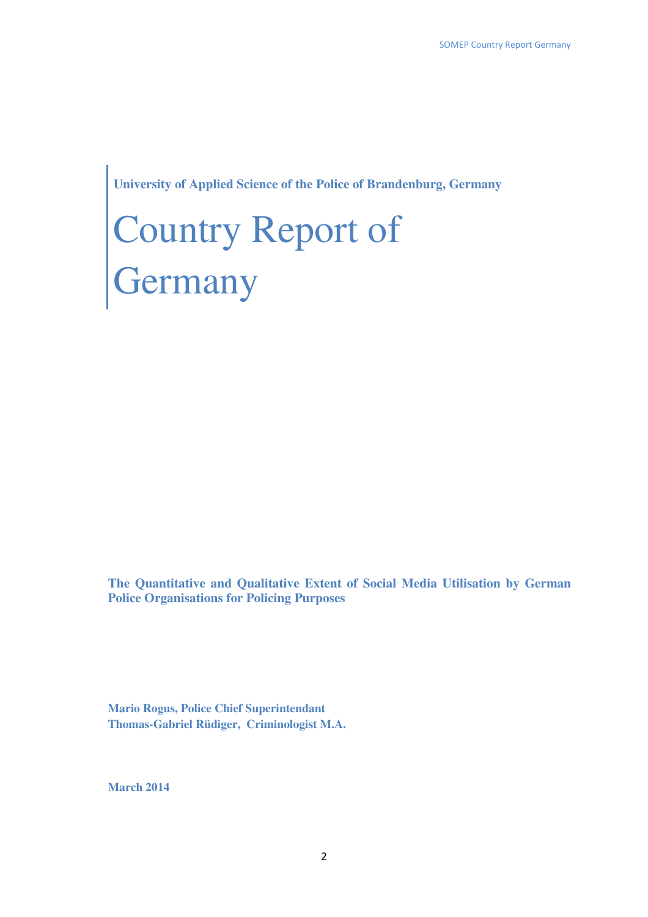**University of Applied Science of the Police of Brandenburg, Germany**

# Country Report of Germany

**The Quantitative and Qualitative Extent of Social Media Utilisation by German Police Organisations for Policing Purposes**

**Mario Rogus, Police Chief Superintendant**
**Thomas-Gabriel Rüdiger, Criminologist M.A.**

**March 2014**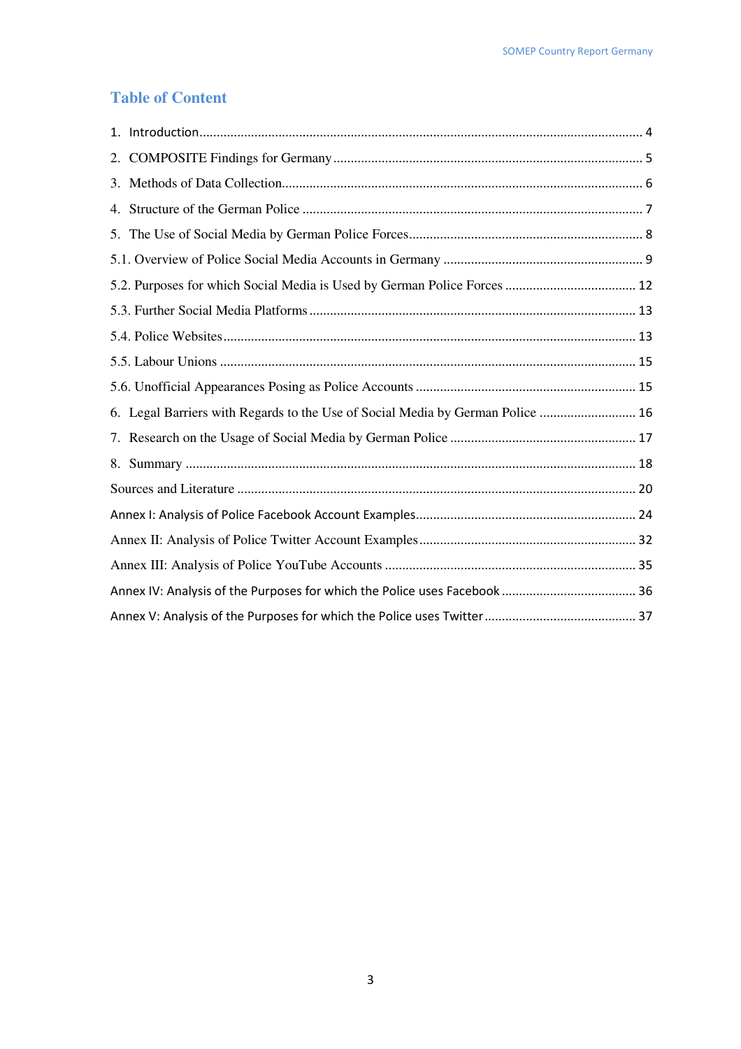## Table of Content

1. Introduction ... 4
2. COMPOSITE Findings for Germany ... 5
3. Methods of Data Collection ... 6
4. Structure of the German Police ... 7
5. The Use of Social Media by German Police Forces ... 8

5.1. Overview of Police Social Media Accounts in Germany ... 9

5.2. Purposes for which Social Media is Used by German Police Forces ... 12

5.3. Further Social Media Platforms ... 13

5.4. Police Websites ... 13

5.5. Labour Unions ... 15

5.6. Unofficial Appearances Posing as Police Accounts ... 15

6. Legal Barriers with Regards to the Use of Social Media by German Police ... 16
7. Research on the Usage of Social Media by German Police ... 17
8. Summary ... 18

Sources and Literature ... 20

Annex I: Analysis of Police Facebook Account Examples ... 24

Annex II: Analysis of Police Twitter Account Examples ... 32

Annex III: Analysis of Police YouTube Accounts ... 35

Annex IV: Analysis of the Purposes for which the Police uses Facebook ... 36

Annex V: Analysis of the Purposes for which the Police uses Twitter ... 37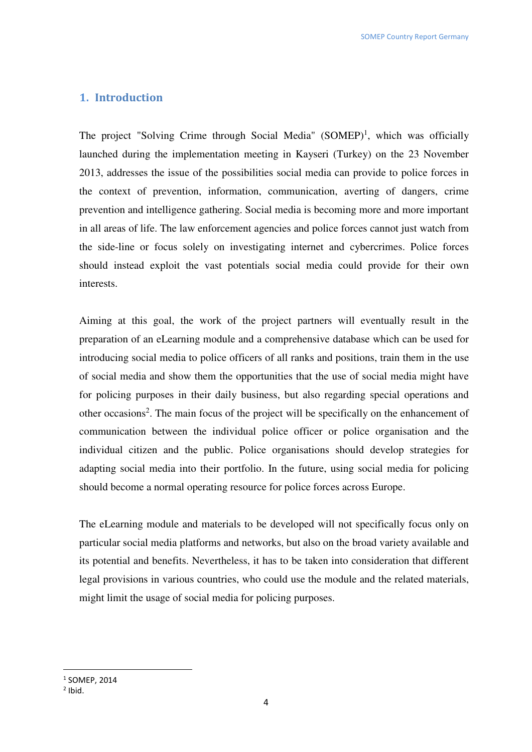# 1. Introduction

The project "Solving Crime through Social Media" (SOMEP)[1], which was officially launched during the implementation meeting in Kayseri (Turkey) on the 23 November 2013, addresses the issue of the possibilities social media can provide to police forces in the context of prevention, information, communication, averting of dangers, crime prevention and intelligence gathering. Social media is becoming more and more important in all areas of life. The law enforcement agencies and police forces cannot just watch from the side-line or focus solely on investigating internet and cybercrimes. Police forces should instead exploit the vast potentials social media could provide for their own interests.

Aiming at this goal, the work of the project partners will eventually result in the preparation of an eLearning module and a comprehensive database which can be used for introducing social media to police officers of all ranks and positions, train them in the use of social media and show them the opportunities that the use of social media might have for policing purposes in their daily business, but also regarding special operations and other occasions[2]. The main focus of the project will be specifically on the enhancement of communication between the individual police officer or police organisation and the individual citizen and the public. Police organisations should develop strategies for adapting social media into their portfolio. In the future, using social media for policing should become a normal operating resource for police forces across Europe.

The eLearning module and materials to be developed will not specifically focus only on particular social media platforms and networks, but also on the broad variety available and its potential and benefits. Nevertheless, it has to be taken into consideration that different legal provisions in various countries, who could use the module and the related materials, might limit the usage of social media for policing purposes.

---

[1] SOMEP, 2014

[2] Ibid.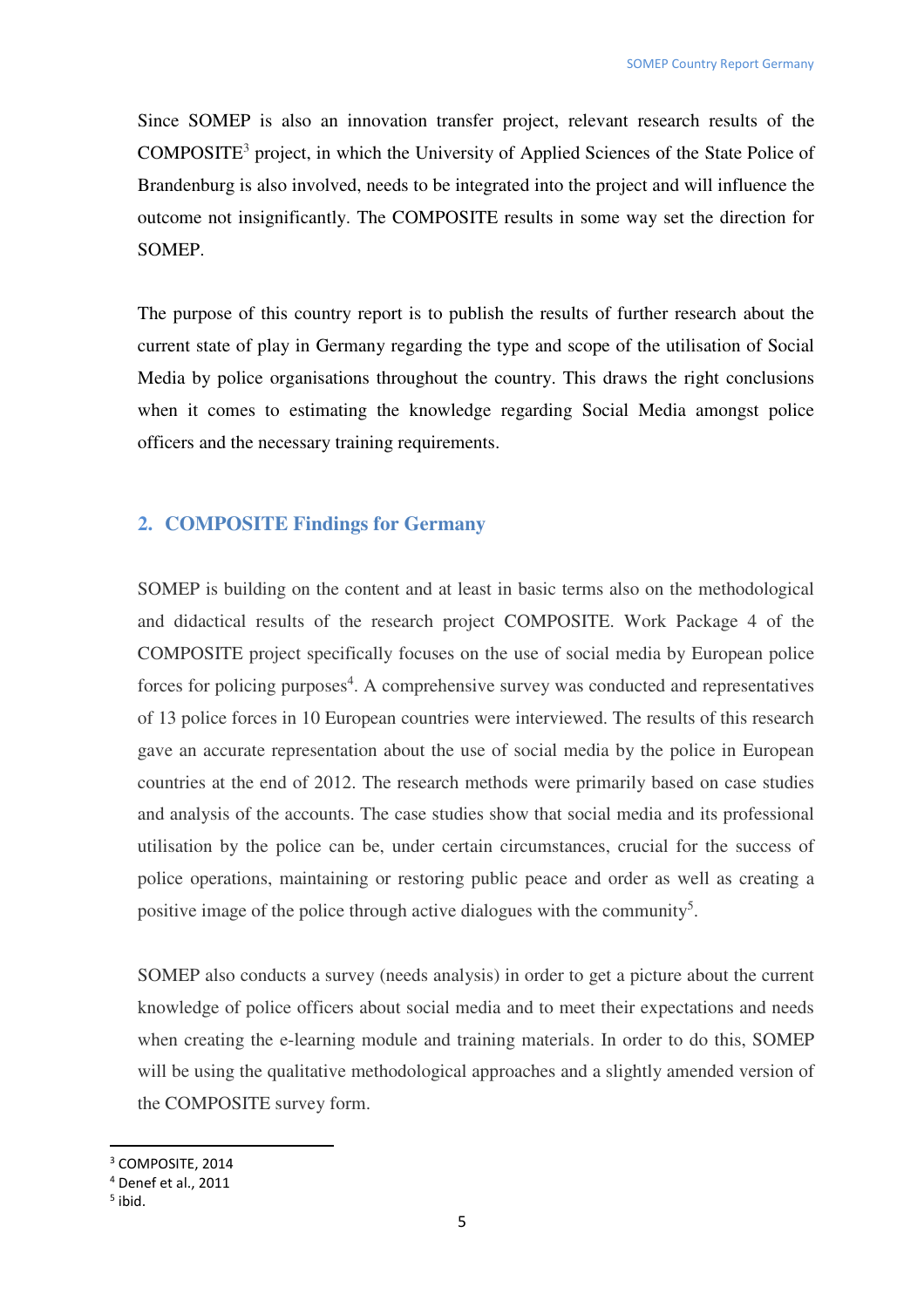Since SOMEP is also an innovation transfer project, relevant research results of the COMPOSITE[3] project, in which the University of Applied Sciences of the State Police of Brandenburg is also involved, needs to be integrated into the project and will influence the outcome not insignificantly. The COMPOSITE results in some way set the direction for SOMEP.

The purpose of this country report is to publish the results of further research about the current state of play in Germany regarding the type and scope of the utilisation of Social Media by police organisations throughout the country. This draws the right conclusions when it comes to estimating the knowledge regarding Social Media amongst police officers and the necessary training requirements.

## 2. COMPOSITE Findings for Germany

SOMEP is building on the content and at least in basic terms also on the methodological and didactical results of the research project COMPOSITE. Work Package 4 of the COMPOSITE project specifically focuses on the use of social media by European police forces for policing purposes[4]. A comprehensive survey was conducted and representatives of 13 police forces in 10 European countries were interviewed. The results of this research gave an accurate representation about the use of social media by the police in European countries at the end of 2012. The research methods were primarily based on case studies and analysis of the accounts. The case studies show that social media and its professional utilisation by the police can be, under certain circumstances, crucial for the success of police operations, maintaining or restoring public peace and order as well as creating a positive image of the police through active dialogues with the community[5].

SOMEP also conducts a survey (needs analysis) in order to get a picture about the current knowledge of police officers about social media and to meet their expectations and needs when creating the e-learning module and training materials. In order to do this, SOMEP will be using the qualitative methodological approaches and a slightly amended version of the COMPOSITE survey form.

---

[3] COMPOSITE, 2014

[4] Denef et al., 2011

[5] ibid.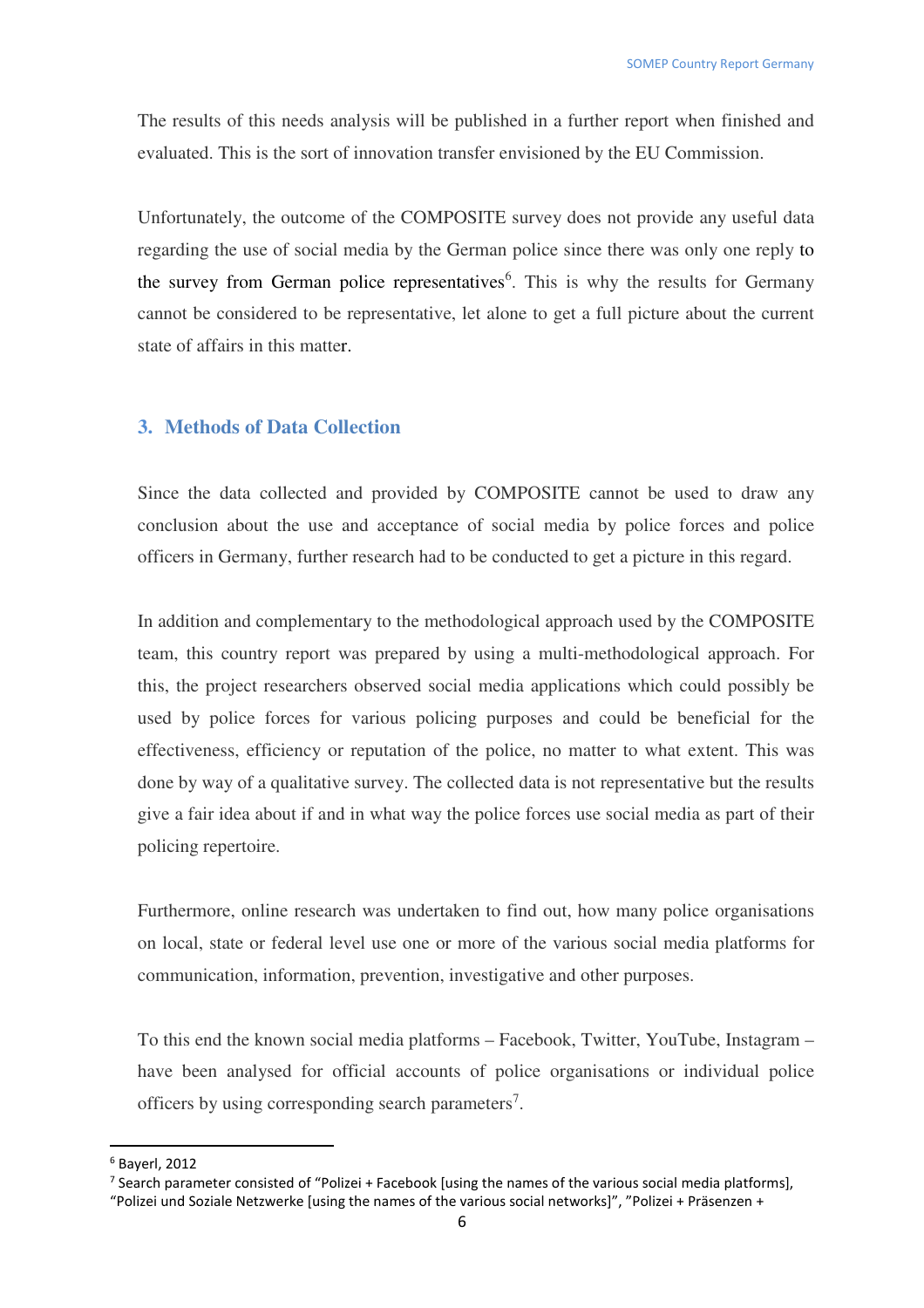The results of this needs analysis will be published in a further report when finished and evaluated. This is the sort of innovation transfer envisioned by the EU Commission.

Unfortunately, the outcome of the COMPOSITE survey does not provide any useful data regarding the use of social media by the German police since there was only one reply to the survey from German police representatives[6]. This is why the results for Germany cannot be considered to be representative, let alone to get a full picture about the current state of affairs in this matter.

## 3. Methods of Data Collection

Since the data collected and provided by COMPOSITE cannot be used to draw any conclusion about the use and acceptance of social media by police forces and police officers in Germany, further research had to be conducted to get a picture in this regard.

In addition and complementary to the methodological approach used by the COMPOSITE team, this country report was prepared by using a multi-methodological approach. For this, the project researchers observed social media applications which could possibly be used by police forces for various policing purposes and could be beneficial for the effectiveness, efficiency or reputation of the police, no matter to what extent. This was done by way of a qualitative survey. The collected data is not representative but the results give a fair idea about if and in what way the police forces use social media as part of their policing repertoire.

Furthermore, online research was undertaken to find out, how many police organisations on local, state or federal level use one or more of the various social media platforms for communication, information, prevention, investigative and other purposes.

To this end the known social media platforms – Facebook, Twitter, YouTube, Instagram – have been analysed for official accounts of police organisations or individual police officers by using corresponding search parameters[7].

---

[6] Bayerl, 2012

[7] Search parameter consisted of "Polizei + Facebook [using the names of the various social media platforms], "Polizei und Soziale Netzwerke [using the names of the various social networks]", "Polizei + Präsenzen +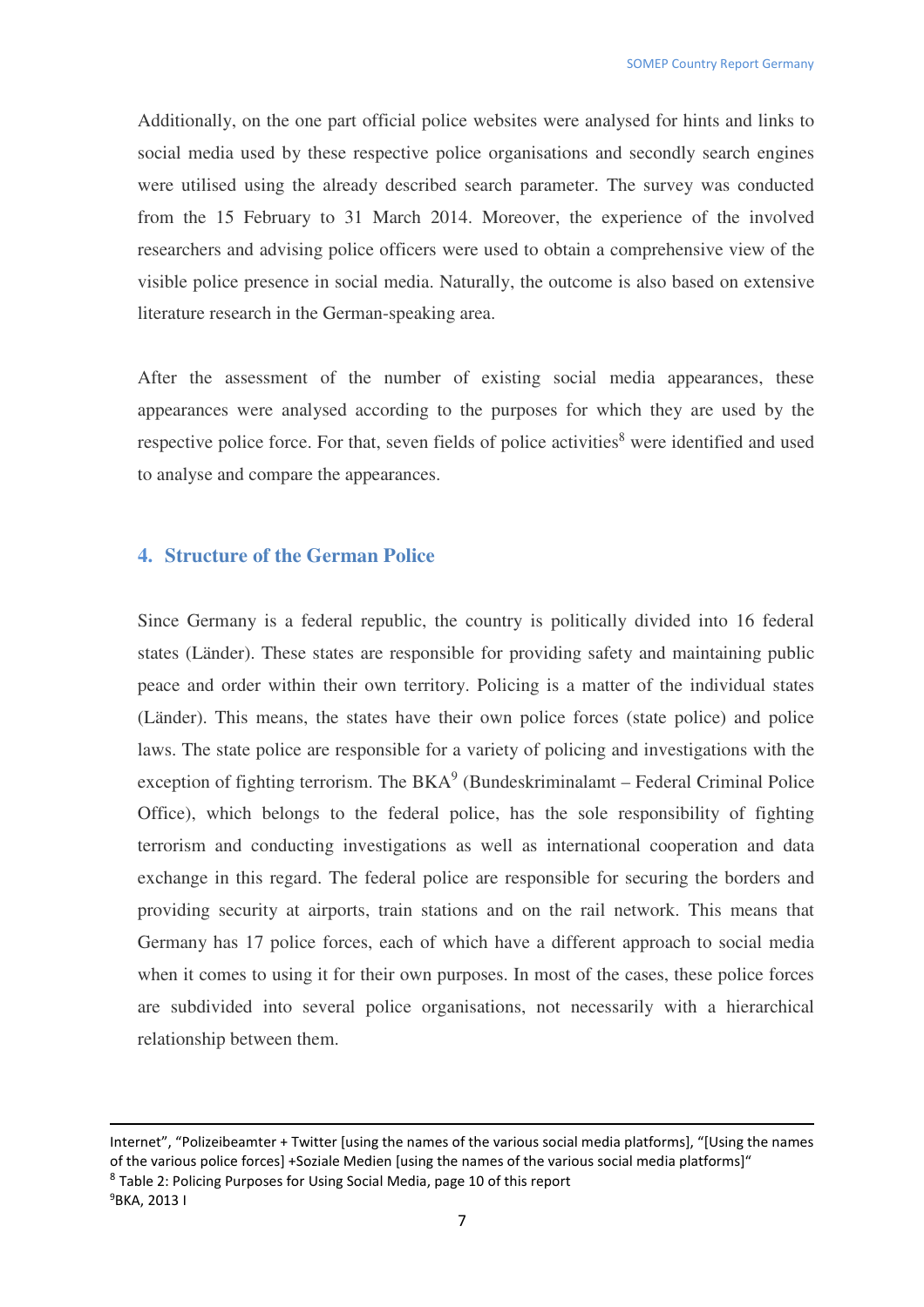Additionally, on the one part official police websites were analysed for hints and links to social media used by these respective police organisations and secondly search engines were utilised using the already described search parameter. The survey was conducted from the 15 February to 31 March 2014. Moreover, the experience of the involved researchers and advising police officers were used to obtain a comprehensive view of the visible police presence in social media. Naturally, the outcome is also based on extensive literature research in the German-speaking area.

After the assessment of the number of existing social media appearances, these appearances were analysed according to the purposes for which they are used by the respective police force. For that, seven fields of police activities[8] were identified and used to analyse and compare the appearances.

## 4. Structure of the German Police

Since Germany is a federal republic, the country is politically divided into 16 federal states (Länder). These states are responsible for providing safety and maintaining public peace and order within their own territory. Policing is a matter of the individual states (Länder). This means, the states have their own police forces (state police) and police laws. The state police are responsible for a variety of policing and investigations with the exception of fighting terrorism. The BKA[9] (Bundeskriminalamt – Federal Criminal Police Office), which belongs to the federal police, has the sole responsibility of fighting terrorism and conducting investigations as well as international cooperation and data exchange in this regard. The federal police are responsible for securing the borders and providing security at airports, train stations and on the rail network. This means that Germany has 17 police forces, each of which have a different approach to social media when it comes to using it for their own purposes. In most of the cases, these police forces are subdivided into several police organisations, not necessarily with a hierarchical relationship between them.

---

Internet", "Polizeibeamter + Twitter [using the names of the various social media platforms], "[Using the names of the various police forces] +Soziale Medien [using the names of the various social media platforms]"

[8] Table 2: Policing Purposes for Using Social Media, page 10 of this report

[9] BKA, 2013 I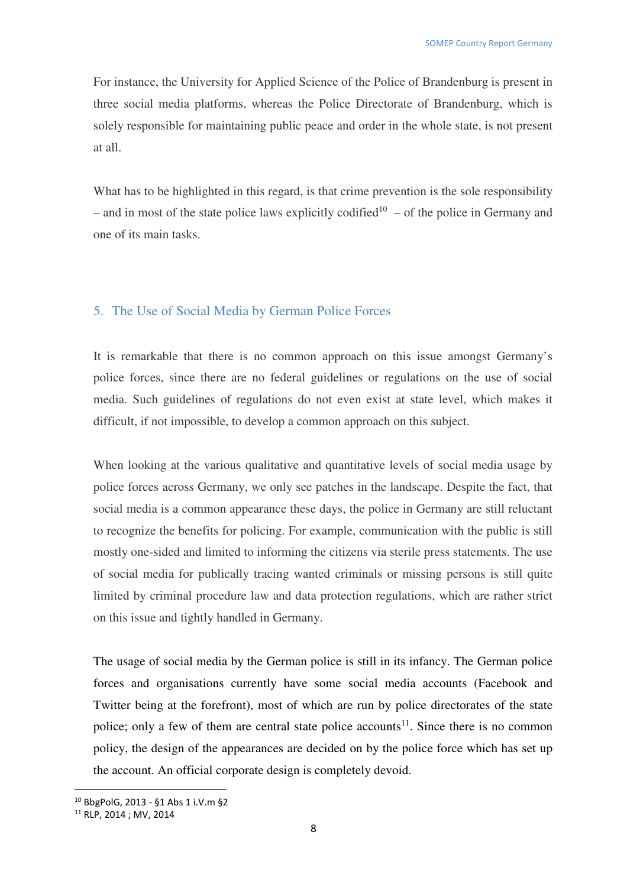For instance, the University for Applied Science of the Police of Brandenburg is present in three social media platforms, whereas the Police Directorate of Brandenburg, which is solely responsible for maintaining public peace and order in the whole state, is not present at all.

What has to be highlighted in this regard, is that crime prevention is the sole responsibility – and in most of the state police laws explicitly codified[10] – of the police in Germany and one of its main tasks.

## 5. The Use of Social Media by German Police Forces

It is remarkable that there is no common approach on this issue amongst Germany's police forces, since there are no federal guidelines or regulations on the use of social media. Such guidelines of regulations do not even exist at state level, which makes it difficult, if not impossible, to develop a common approach on this subject.

When looking at the various qualitative and quantitative levels of social media usage by police forces across Germany, we only see patches in the landscape. Despite the fact, that social media is a common appearance these days, the police in Germany are still reluctant to recognize the benefits for policing. For example, communication with the public is still mostly one-sided and limited to informing the citizens via sterile press statements. The use of social media for publically tracing wanted criminals or missing persons is still quite limited by criminal procedure law and data protection regulations, which are rather strict on this issue and tightly handled in Germany.

The usage of social media by the German police is still in its infancy. The German police forces and organisations currently have some social media accounts (Facebook and Twitter being at the forefront), most of which are run by police directorates of the state police; only a few of them are central state police accounts[11]. Since there is no common policy, the design of the appearances are decided on by the police force which has set up the account. An official corporate design is completely devoid.

[10] BbgPolG, 2013 - §1 Abs 1 i.V.m §2

[11] RLP, 2014 ; MV, 2014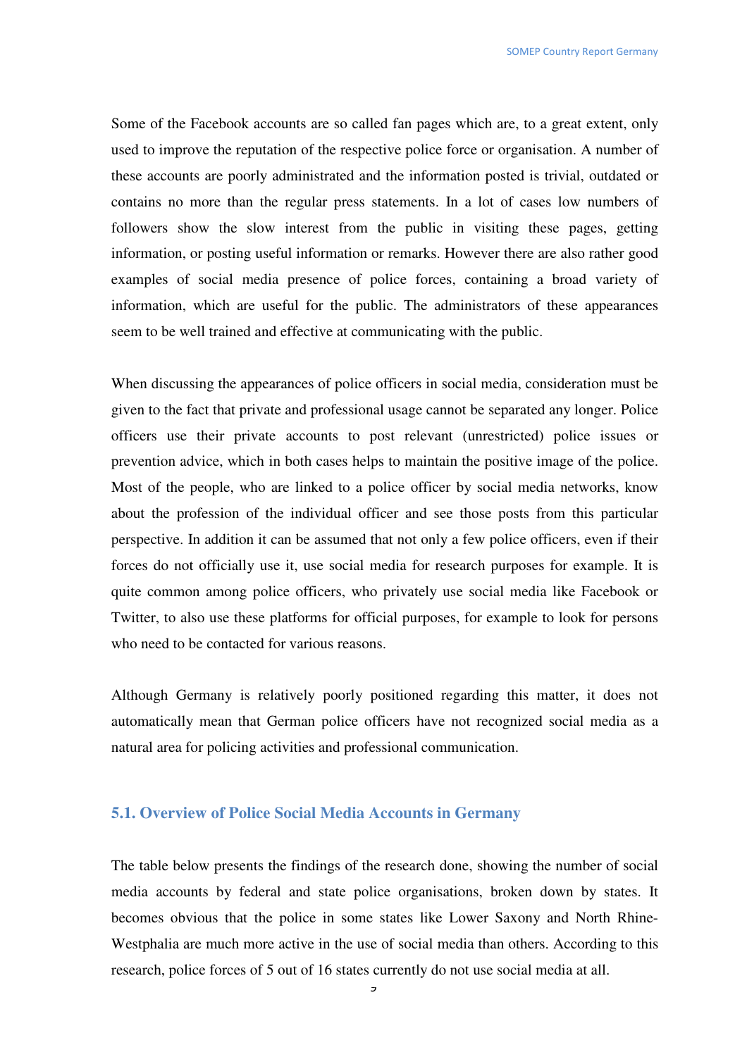Some of the Facebook accounts are so called fan pages which are, to a great extent, only used to improve the reputation of the respective police force or organisation. A number of these accounts are poorly administrated and the information posted is trivial, outdated or contains no more than the regular press statements. In a lot of cases low numbers of followers show the slow interest from the public in visiting these pages, getting information, or posting useful information or remarks. However there are also rather good examples of social media presence of police forces, containing a broad variety of information, which are useful for the public. The administrators of these appearances seem to be well trained and effective at communicating with the public.

When discussing the appearances of police officers in social media, consideration must be given to the fact that private and professional usage cannot be separated any longer. Police officers use their private accounts to post relevant (unrestricted) police issues or prevention advice, which in both cases helps to maintain the positive image of the police. Most of the people, who are linked to a police officer by social media networks, know about the profession of the individual officer and see those posts from this particular perspective. In addition it can be assumed that not only a few police officers, even if their forces do not officially use it, use social media for research purposes for example. It is quite common among police officers, who privately use social media like Facebook or Twitter, to also use these platforms for official purposes, for example to look for persons who need to be contacted for various reasons.

Although Germany is relatively poorly positioned regarding this matter, it does not automatically mean that German police officers have not recognized social media as a natural area for policing activities and professional communication.

## 5.1. Overview of Police Social Media Accounts in Germany

The table below presents the findings of the research done, showing the number of social media accounts by federal and state police organisations, broken down by states. It becomes obvious that the police in some states like Lower Saxony and North Rhine-Westphalia are much more active in the use of social media than others. According to this research, police forces of 5 out of 16 states currently do not use social media at all.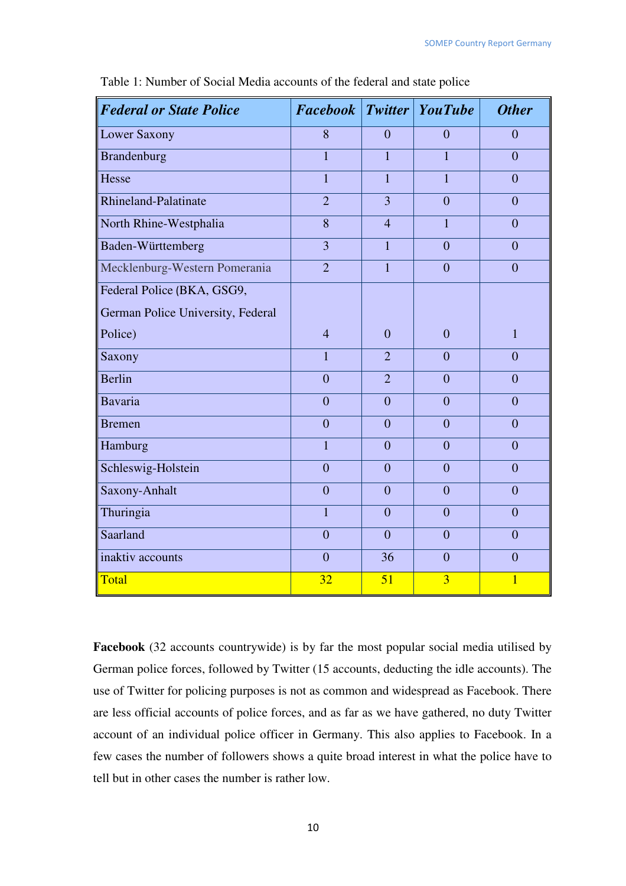Table 1: Number of Social Media accounts of the federal and state police

| *Federal or State Police* | *Facebook* | *Twitter* | *YouTube* | *Other* |
|---|---|---|---|---|
| Lower Saxony | 8 | 0 | 0 | 0 |
| Brandenburg | 1 | 1 | 1 | 0 |
| Hesse | 1 | 1 | 1 | 0 |
| Rhineland-Palatinate | 2 | 3 | 0 | 0 |
| North Rhine-Westphalia | 8 | 4 | 1 | 0 |
| Baden-Württemberg | 3 | 1 | 0 | 0 |
| Mecklenburg-Western Pomerania | 2 | 1 | 0 | 0 |
| Federal Police (BKA, GSG9, German Police University, Federal Police) | 4 | 0 | 0 | 1 |
| Saxony | 1 | 2 | 0 | 0 |
| Berlin | 0 | 2 | 0 | 0 |
| Bavaria | 0 | 0 | 0 | 0 |
| Bremen | 0 | 0 | 0 | 0 |
| Hamburg | 1 | 0 | 0 | 0 |
| Schleswig-Holstein | 0 | 0 | 0 | 0 |
| Saxony-Anhalt | 0 | 0 | 0 | 0 |
| Thuringia | 1 | 0 | 0 | 0 |
| Saarland | 0 | 0 | 0 | 0 |
| inaktiv accounts | 0 | 36 | 0 | 0 |
| Total | 32 | 51 | 3 | 1 |

**Facebook** (32 accounts countrywide) is by far the most popular social media utilised by German police forces, followed by Twitter (15 accounts, deducting the idle accounts). The use of Twitter for policing purposes is not as common and widespread as Facebook. There are less official accounts of police forces, and as far as we have gathered, no duty Twitter account of an individual police officer in Germany. This also applies to Facebook. In a few cases the number of followers shows a quite broad interest in what the police have to tell but in other cases the number is rather low.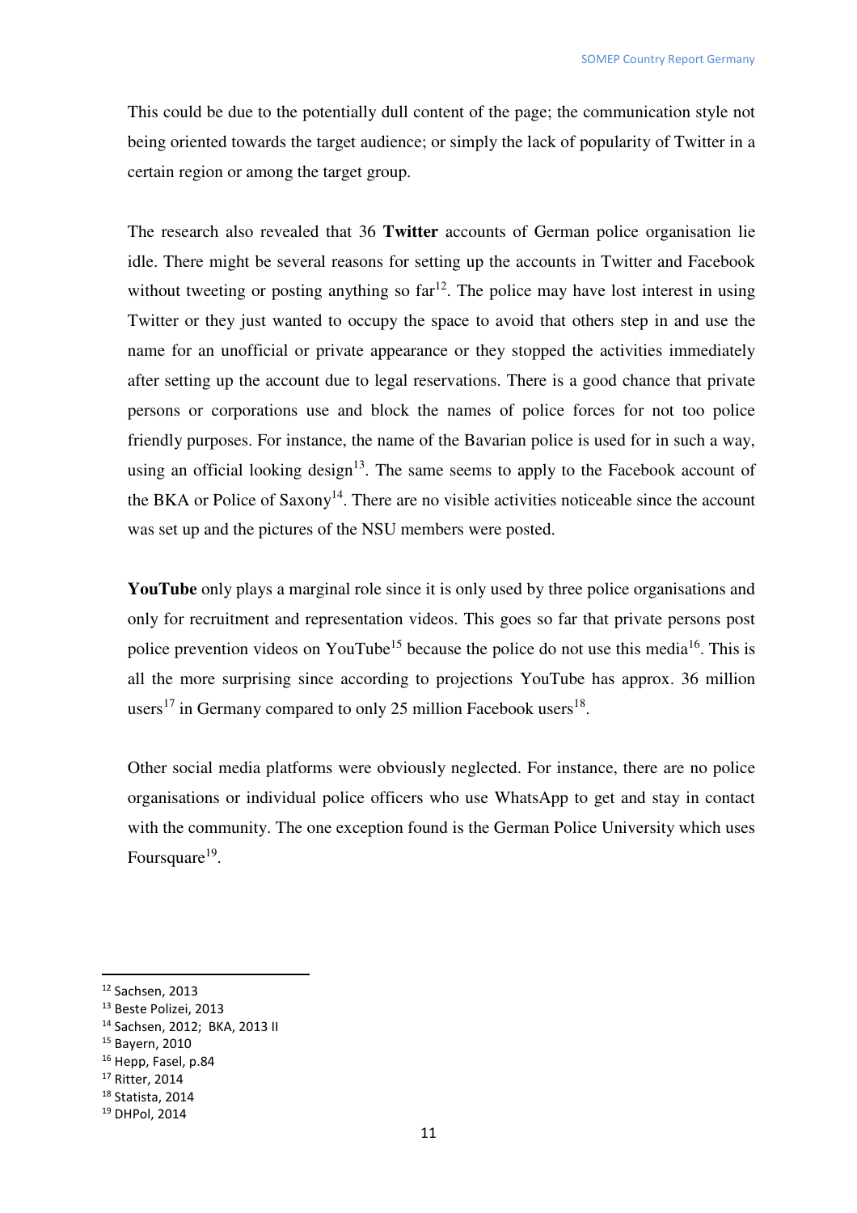This could be due to the potentially dull content of the page; the communication style not being oriented towards the target audience; or simply the lack of popularity of Twitter in a certain region or among the target group.

The research also revealed that 36 **Twitter** accounts of German police organisation lie idle. There might be several reasons for setting up the accounts in Twitter and Facebook without tweeting or posting anything so far[12]. The police may have lost interest in using Twitter or they just wanted to occupy the space to avoid that others step in and use the name for an unofficial or private appearance or they stopped the activities immediately after setting up the account due to legal reservations. There is a good chance that private persons or corporations use and block the names of police forces for not too police friendly purposes. For instance, the name of the Bavarian police is used for in such a way, using an official looking design[13]. The same seems to apply to the Facebook account of the BKA or Police of Saxony[14]. There are no visible activities noticeable since the account was set up and the pictures of the NSU members were posted.

**YouTube** only plays a marginal role since it is only used by three police organisations and only for recruitment and representation videos. This goes so far that private persons post police prevention videos on YouTube[15] because the police do not use this media[16]. This is all the more surprising since according to projections YouTube has approx. 36 million users[17] in Germany compared to only 25 million Facebook users[18].

Other social media platforms were obviously neglected. For instance, there are no police organisations or individual police officers who use WhatsApp to get and stay in contact with the community. The one exception found is the German Police University which uses Foursquare[19].

---

[12] Sachsen, 2013
[13] Beste Polizei, 2013
[14] Sachsen, 2012; BKA, 2013 II
[15] Bayern, 2010
[16] Hepp, Fasel, p.84
[17] Ritter, 2014
[18] Statista, 2014
[19] DHPol, 2014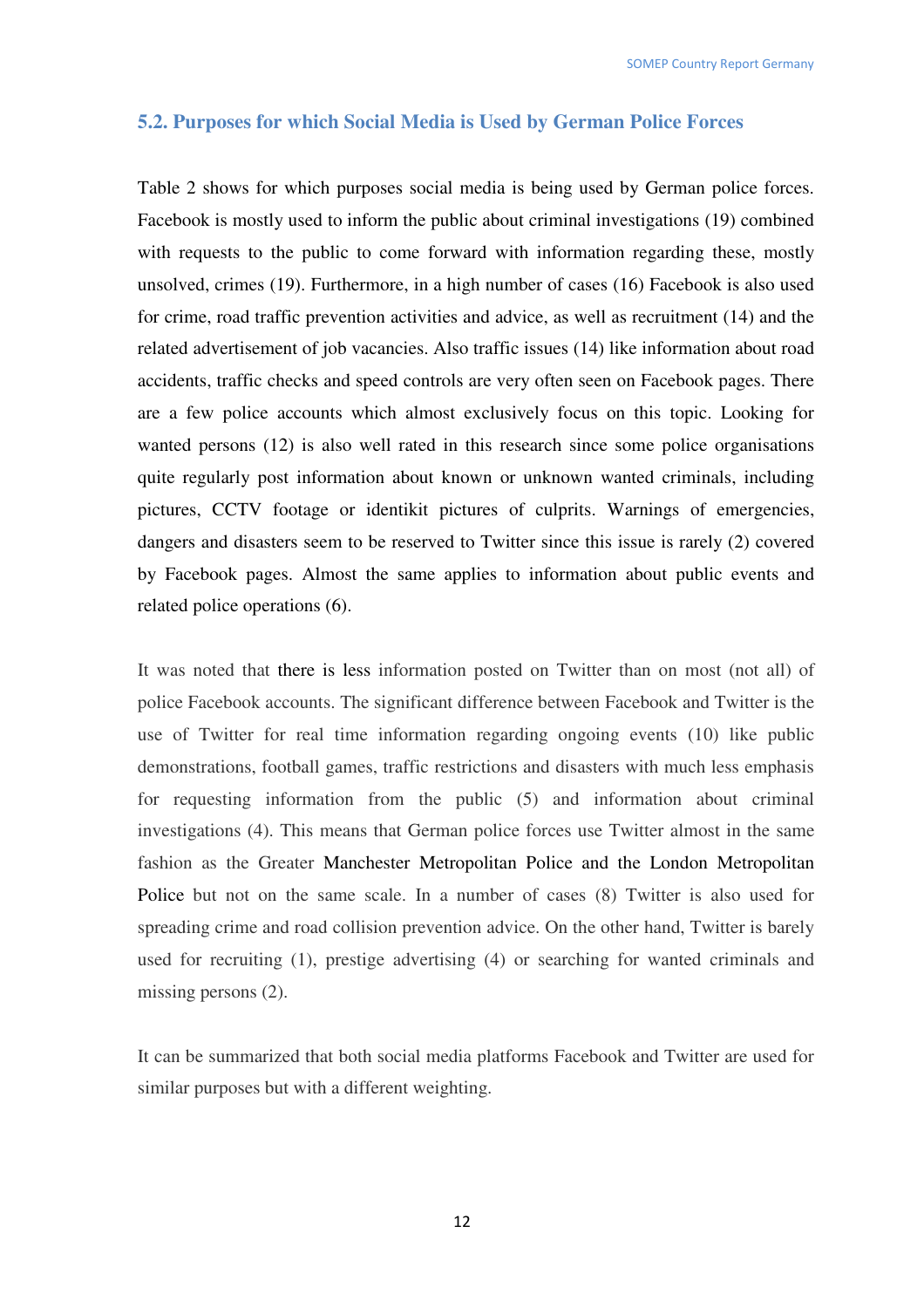## 5.2. Purposes for which Social Media is Used by German Police Forces

Table 2 shows for which purposes social media is being used by German police forces. Facebook is mostly used to inform the public about criminal investigations (19) combined with requests to the public to come forward with information regarding these, mostly unsolved, crimes (19). Furthermore, in a high number of cases (16) Facebook is also used for crime, road traffic prevention activities and advice, as well as recruitment (14) and the related advertisement of job vacancies. Also traffic issues (14) like information about road accidents, traffic checks and speed controls are very often seen on Facebook pages. There are a few police accounts which almost exclusively focus on this topic. Looking for wanted persons (12) is also well rated in this research since some police organisations quite regularly post information about known or unknown wanted criminals, including pictures, CCTV footage or identikit pictures of culprits. Warnings of emergencies, dangers and disasters seem to be reserved to Twitter since this issue is rarely (2) covered by Facebook pages. Almost the same applies to information about public events and related police operations (6).

It was noted that there is less information posted on Twitter than on most (not all) of police Facebook accounts. The significant difference between Facebook and Twitter is the use of Twitter for real time information regarding ongoing events (10) like public demonstrations, football games, traffic restrictions and disasters with much less emphasis for requesting information from the public (5) and information about criminal investigations (4). This means that German police forces use Twitter almost in the same fashion as the Greater Manchester Metropolitan Police and the London Metropolitan Police but not on the same scale. In a number of cases (8) Twitter is also used for spreading crime and road collision prevention advice. On the other hand, Twitter is barely used for recruiting (1), prestige advertising (4) or searching for wanted criminals and missing persons (2).

It can be summarized that both social media platforms Facebook and Twitter are used for similar purposes but with a different weighting.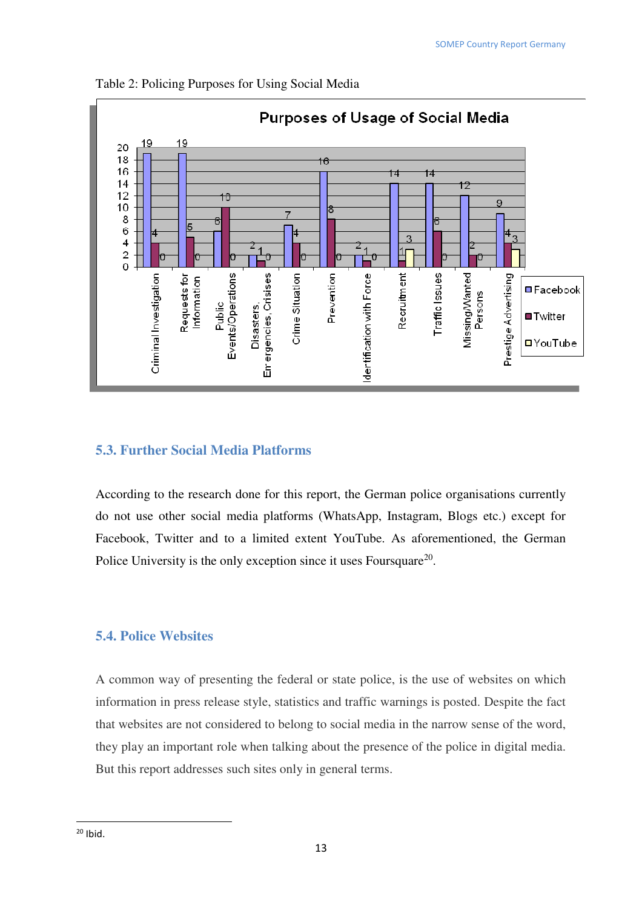Table 2: Policing Purposes for Using Social Media

**Purposes of Usage of Social Media**

| Purpose | Facebook | Twitter | YouTube |
|---|---|---|---|
| Criminal Investigation | 19 | 4 | 0 |
| Requests for Information | 19 | 5 | 0 |
| Public Events/Operations | 6 | 10 | 0 |
| Disasters, Emergencies, Crisises | 2 | 1 | 0 |
| Crime Situation | 7 | 4 | 0 |
| Prevention | 16 | 8 | 0 |
| Identification with Force | 2 | 1 | 0 |
| Recruitment | 14 | 1 | 3 |
| Traffic Issues | 14 | 6 | 0 |
| Missing/Wanted Persons | 12 | 2 | 0 |
| Prestige Advertising | 9 | 4 | 3 |

## 5.3. Further Social Media Platforms

According to the research done for this report, the German police organisations currently do not use other social media platforms (WhatsApp, Instagram, Blogs etc.) except for Facebook, Twitter and to a limited extent YouTube. As aforementioned, the German Police University is the only exception since it uses Foursquare[20].

## 5.4. Police Websites

A common way of presenting the federal or state police, is the use of websites on which information in press release style, statistics and traffic warnings is posted. Despite the fact that websites are not considered to belong to social media in the narrow sense of the word, they play an important role when talking about the presence of the police in digital media. But this report addresses such sites only in general terms.

[20] Ibid.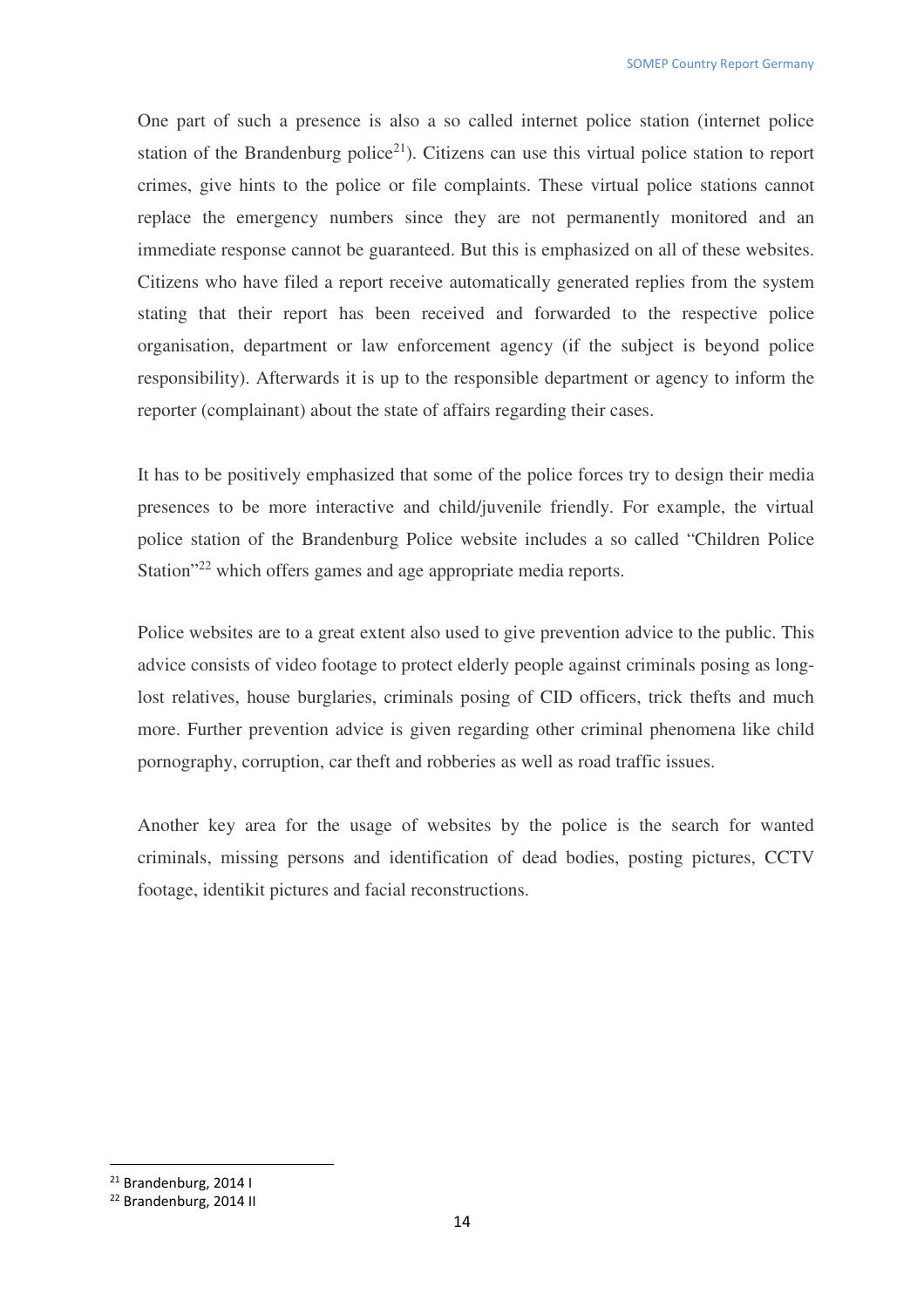One part of such a presence is also a so called internet police station (internet police station of the Brandenburg police[21]). Citizens can use this virtual police station to report crimes, give hints to the police or file complaints. These virtual police stations cannot replace the emergency numbers since they are not permanently monitored and an immediate response cannot be guaranteed. But this is emphasized on all of these websites. Citizens who have filed a report receive automatically generated replies from the system stating that their report has been received and forwarded to the respective police organisation, department or law enforcement agency (if the subject is beyond police responsibility). Afterwards it is up to the responsible department or agency to inform the reporter (complainant) about the state of affairs regarding their cases.

It has to be positively emphasized that some of the police forces try to design their media presences to be more interactive and child/juvenile friendly. For example, the virtual police station of the Brandenburg Police website includes a so called "Children Police Station"[22] which offers games and age appropriate media reports.

Police websites are to a great extent also used to give prevention advice to the public. This advice consists of video footage to protect elderly people against criminals posing as long-lost relatives, house burglaries, criminals posing of CID officers, trick thefts and much more. Further prevention advice is given regarding other criminal phenomena like child pornography, corruption, car theft and robberies as well as road traffic issues.

Another key area for the usage of websites by the police is the search for wanted criminals, missing persons and identification of dead bodies, posting pictures, CCTV footage, identikit pictures and facial reconstructions.

---

[21] Brandenburg, 2014 I

[22] Brandenburg, 2014 II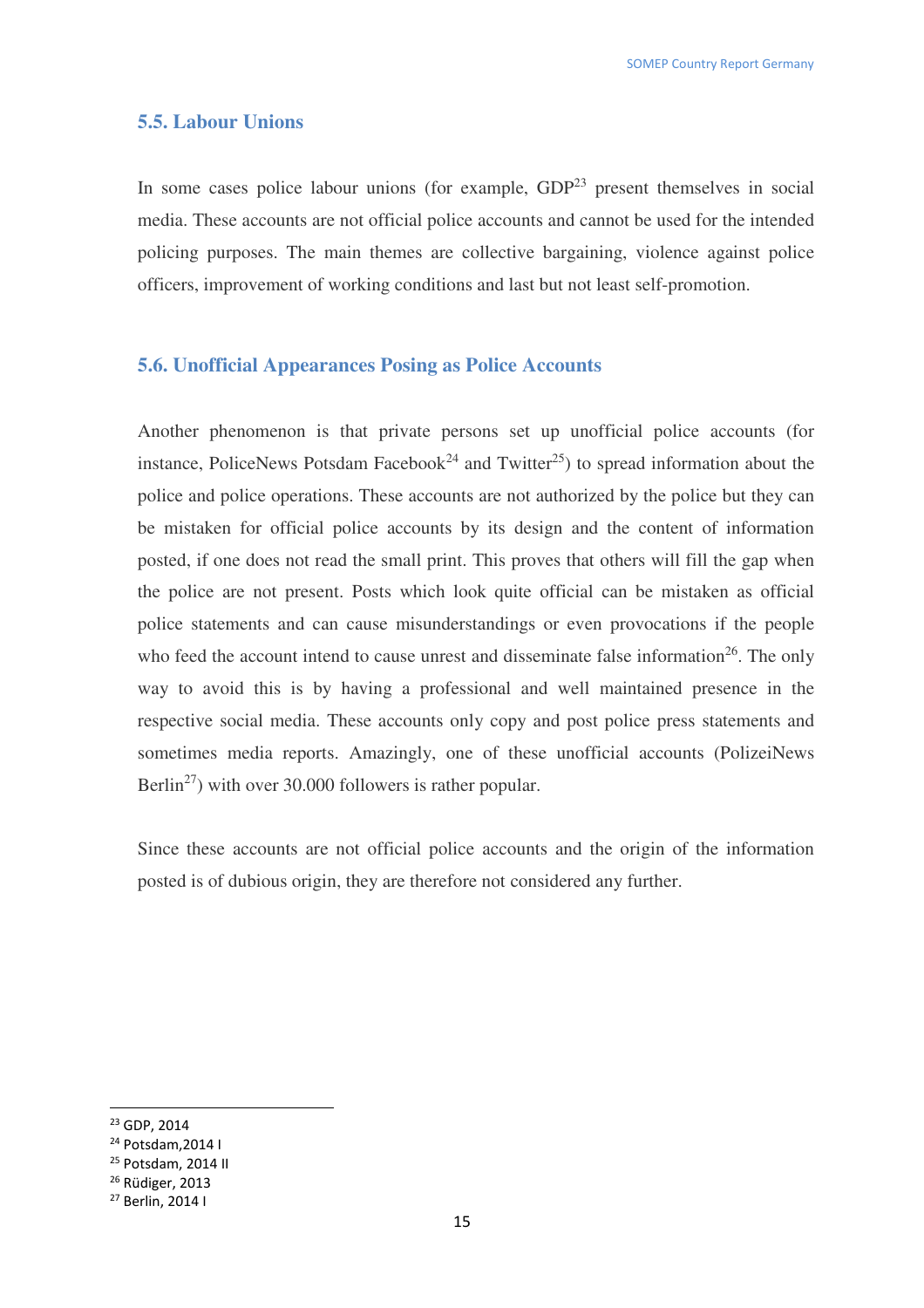## 5.5. Labour Unions

In some cases police labour unions (for example, GDP[23] present themselves in social media. These accounts are not official police accounts and cannot be used for the intended policing purposes. The main themes are collective bargaining, violence against police officers, improvement of working conditions and last but not least self-promotion.

## 5.6. Unofficial Appearances Posing as Police Accounts

Another phenomenon is that private persons set up unofficial police accounts (for instance, PoliceNews Potsdam Facebook[24] and Twitter[25]) to spread information about the police and police operations. These accounts are not authorized by the police but they can be mistaken for official police accounts by its design and the content of information posted, if one does not read the small print. This proves that others will fill the gap when the police are not present. Posts which look quite official can be mistaken as official police statements and can cause misunderstandings or even provocations if the people who feed the account intend to cause unrest and disseminate false information[26]. The only way to avoid this is by having a professional and well maintained presence in the respective social media. These accounts only copy and post police press statements and sometimes media reports. Amazingly, one of these unofficial accounts (PolizeiNews Berlin[27]) with over 30.000 followers is rather popular.

Since these accounts are not official police accounts and the origin of the information posted is of dubious origin, they are therefore not considered any further.

---

[23] GDP, 2014
[24] Potsdam,2014 I
[25] Potsdam, 2014 II
[26] Rüdiger, 2013
[27] Berlin, 2014 I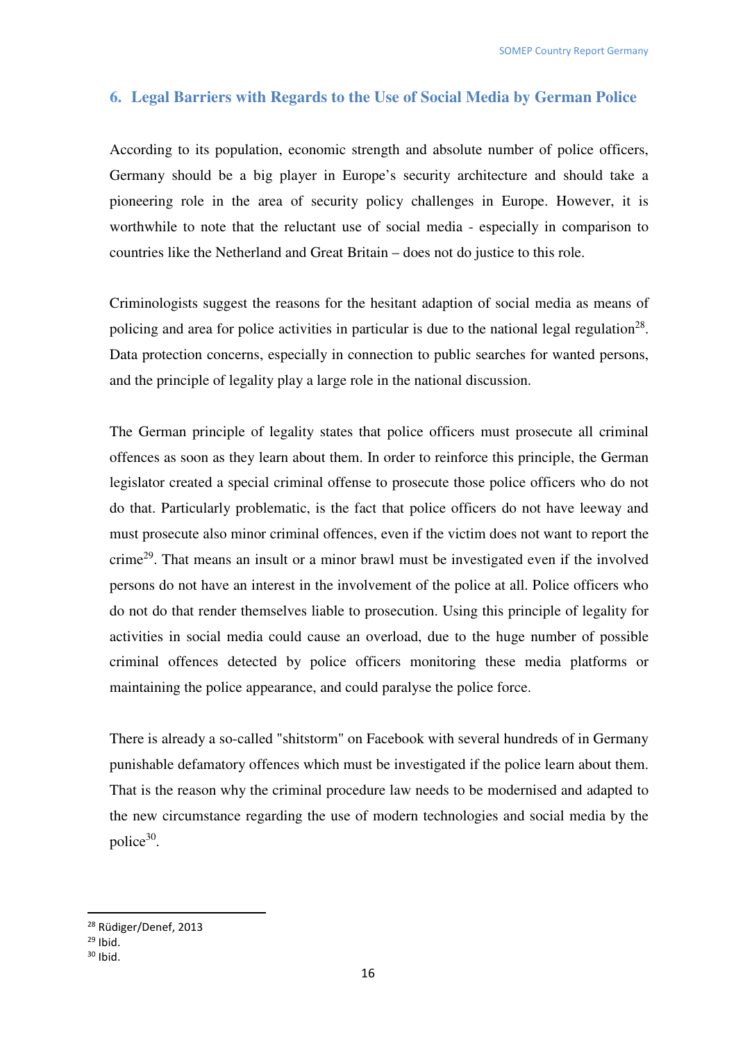## 6. Legal Barriers with Regards to the Use of Social Media by German Police

According to its population, economic strength and absolute number of police officers, Germany should be a big player in Europe's security architecture and should take a pioneering role in the area of security policy challenges in Europe. However, it is worthwhile to note that the reluctant use of social media - especially in comparison to countries like the Netherland and Great Britain – does not do justice to this role.

Criminologists suggest the reasons for the hesitant adaption of social media as means of policing and area for police activities in particular is due to the national legal regulation[28]. Data protection concerns, especially in connection to public searches for wanted persons, and the principle of legality play a large role in the national discussion.

The German principle of legality states that police officers must prosecute all criminal offences as soon as they learn about them. In order to reinforce this principle, the German legislator created a special criminal offense to prosecute those police officers who do not do that. Particularly problematic, is the fact that police officers do not have leeway and must prosecute also minor criminal offences, even if the victim does not want to report the crime[29]. That means an insult or a minor brawl must be investigated even if the involved persons do not have an interest in the involvement of the police at all. Police officers who do not do that render themselves liable to prosecution. Using this principle of legality for activities in social media could cause an overload, due to the huge number of possible criminal offences detected by police officers monitoring these media platforms or maintaining the police appearance, and could paralyse the police force.

There is already a so-called "shitstorm" on Facebook with several hundreds of in Germany punishable defamatory offences which must be investigated if the police learn about them. That is the reason why the criminal procedure law needs to be modernised and adapted to the new circumstance regarding the use of modern technologies and social media by the police[30].

---

[28] Rüdiger/Denef, 2013

[29] Ibid.

[30] Ibid.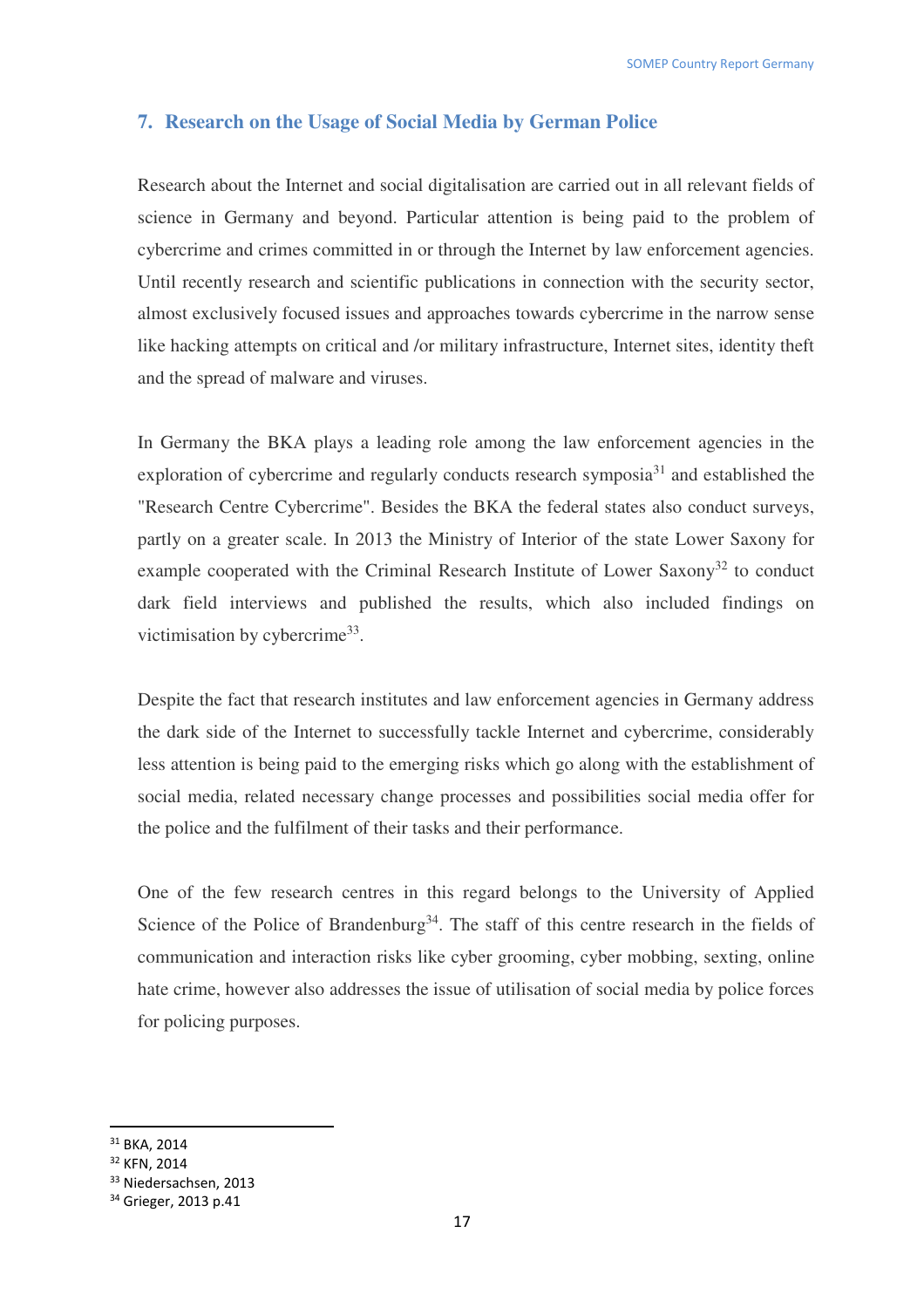## 7. Research on the Usage of Social Media by German Police

Research about the Internet and social digitalisation are carried out in all relevant fields of science in Germany and beyond. Particular attention is being paid to the problem of cybercrime and crimes committed in or through the Internet by law enforcement agencies. Until recently research and scientific publications in connection with the security sector, almost exclusively focused issues and approaches towards cybercrime in the narrow sense like hacking attempts on critical and /or military infrastructure, Internet sites, identity theft and the spread of malware and viruses.

In Germany the BKA plays a leading role among the law enforcement agencies in the exploration of cybercrime and regularly conducts research symposia[31] and established the "Research Centre Cybercrime". Besides the BKA the federal states also conduct surveys, partly on a greater scale. In 2013 the Ministry of Interior of the state Lower Saxony for example cooperated with the Criminal Research Institute of Lower Saxony[32] to conduct dark field interviews and published the results, which also included findings on victimisation by cybercrime[33].

Despite the fact that research institutes and law enforcement agencies in Germany address the dark side of the Internet to successfully tackle Internet and cybercrime, considerably less attention is being paid to the emerging risks which go along with the establishment of social media, related necessary change processes and possibilities social media offer for the police and the fulfilment of their tasks and their performance.

One of the few research centres in this regard belongs to the University of Applied Science of the Police of Brandenburg[34]. The staff of this centre research in the fields of communication and interaction risks like cyber grooming, cyber mobbing, sexting, online hate crime, however also addresses the issue of utilisation of social media by police forces for policing purposes.

---

[31] BKA, 2014

[32] KFN, 2014

[33] Niedersachsen, 2013

[34] Grieger, 2013 p.41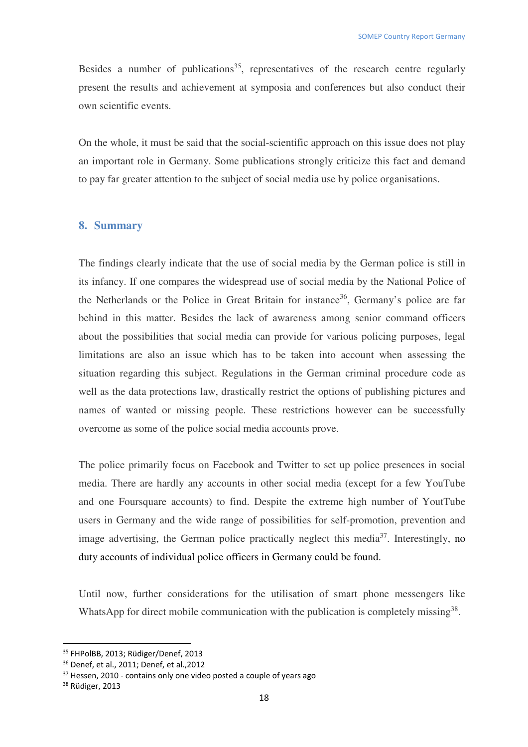Besides a number of publications[35], representatives of the research centre regularly present the results and achievement at symposia and conferences but also conduct their own scientific events.

On the whole, it must be said that the social-scientific approach on this issue does not play an important role in Germany. Some publications strongly criticize this fact and demand to pay far greater attention to the subject of social media use by police organisations.

## 8. Summary

The findings clearly indicate that the use of social media by the German police is still in its infancy. If one compares the widespread use of social media by the National Police of the Netherlands or the Police in Great Britain for instance[36], Germany's police are far behind in this matter. Besides the lack of awareness among senior command officers about the possibilities that social media can provide for various policing purposes, legal limitations are also an issue which has to be taken into account when assessing the situation regarding this subject. Regulations in the German criminal procedure code as well as the data protections law, drastically restrict the options of publishing pictures and names of wanted or missing people. These restrictions however can be successfully overcome as some of the police social media accounts prove.

The police primarily focus on Facebook and Twitter to set up police presences in social media. There are hardly any accounts in other social media (except for a few YouTube and one Foursquare accounts) to find. Despite the extreme high number of YoutTube users in Germany and the wide range of possibilities for self-promotion, prevention and image advertising, the German police practically neglect this media[37]. Interestingly, no duty accounts of individual police officers in Germany could be found.

Until now, further considerations for the utilisation of smart phone messengers like WhatsApp for direct mobile communication with the publication is completely missing[38].

---

[35] FHPolBB, 2013; Rüdiger/Denef, 2013

[36] Denef, et al., 2011; Denef, et al.,2012

[37] Hessen, 2010 - contains only one video posted a couple of years ago

[38] Rüdiger, 2013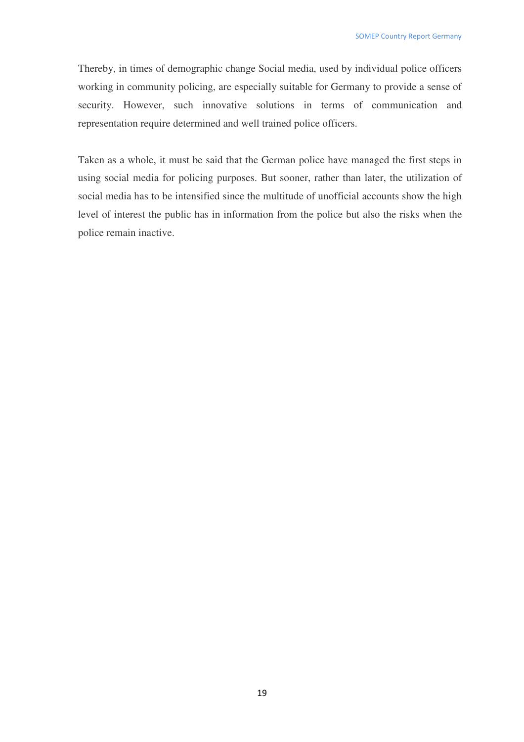Thereby, in times of demographic change Social media, used by individual police officers working in community policing, are especially suitable for Germany to provide a sense of security. However, such innovative solutions in terms of communication and representation require determined and well trained police officers.

Taken as a whole, it must be said that the German police have managed the first steps in using social media for policing purposes. But sooner, rather than later, the utilization of social media has to be intensified since the multitude of unofficial accounts show the high level of interest the public has in information from the police but also the risks when the police remain inactive.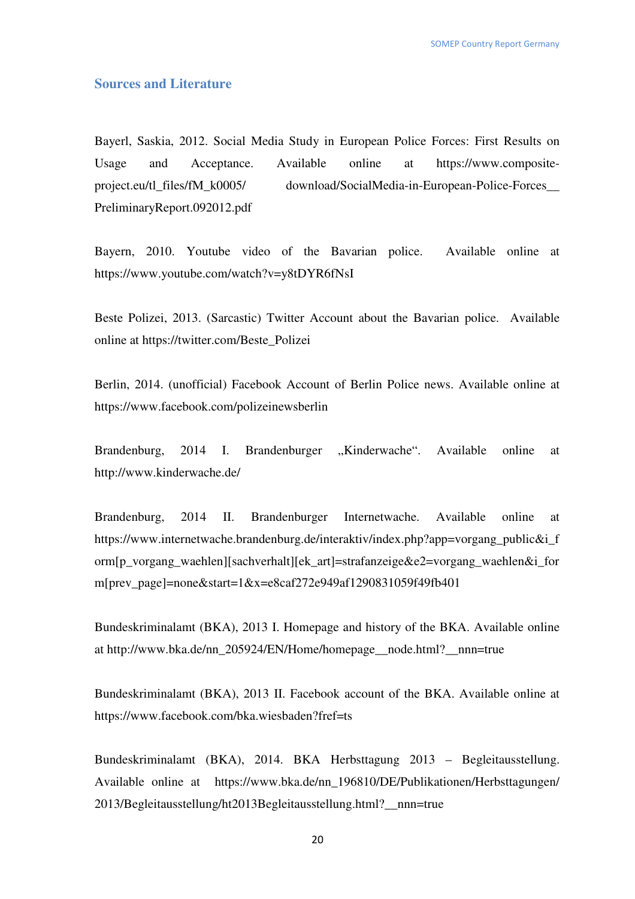## Sources and Literature

Bayerl, Saskia, 2012. Social Media Study in European Police Forces: First Results on Usage and Acceptance. Available online at https://www.composite-project.eu/tl_files/fM_k0005/ download/SocialMedia-in-European-Police-Forces__PreliminaryReport.092012.pdf

Bayern, 2010. Youtube video of the Bavarian police. Available online at https://www.youtube.com/watch?v=y8tDYR6fNsI

Beste Polizei, 2013. (Sarcastic) Twitter Account about the Bavarian police. Available online at https://twitter.com/Beste_Polizei

Berlin, 2014. (unofficial) Facebook Account of Berlin Police news. Available online at https://www.facebook.com/polizeinewsberlin

Brandenburg, 2014 I. Brandenburger „Kinderwache". Available online at http://www.kinderwache.de/

Brandenburg, 2014 II. Brandenburger Internetwache. Available online at https://www.internetwache.brandenburg.de/interaktiv/index.php?app=vorgang_public&i_form[p_vorgang_waehlen][sachverhalt][ek_art]=strafanzeige&e2=vorgang_waehlen&i_form[prev_page]=none&start=1&x=e8caf272e949af1290831059f49fb401

Bundeskriminalamt (BKA), 2013 I. Homepage and history of the BKA. Available online at http://www.bka.de/nn_205924/EN/Home/homepage__node.html?__nnn=true

Bundeskriminalamt (BKA), 2013 II. Facebook account of the BKA. Available online at https://www.facebook.com/bka.wiesbaden?fref=ts

Bundeskriminalamt (BKA), 2014. BKA Herbsttagung 2013 – Begleitausstellung. Available online at https://www.bka.de/nn_196810/DE/Publikationen/Herbsttagungen/2013/Begleitausstellung/ht2013Begleitausstellung.html?__nnn=true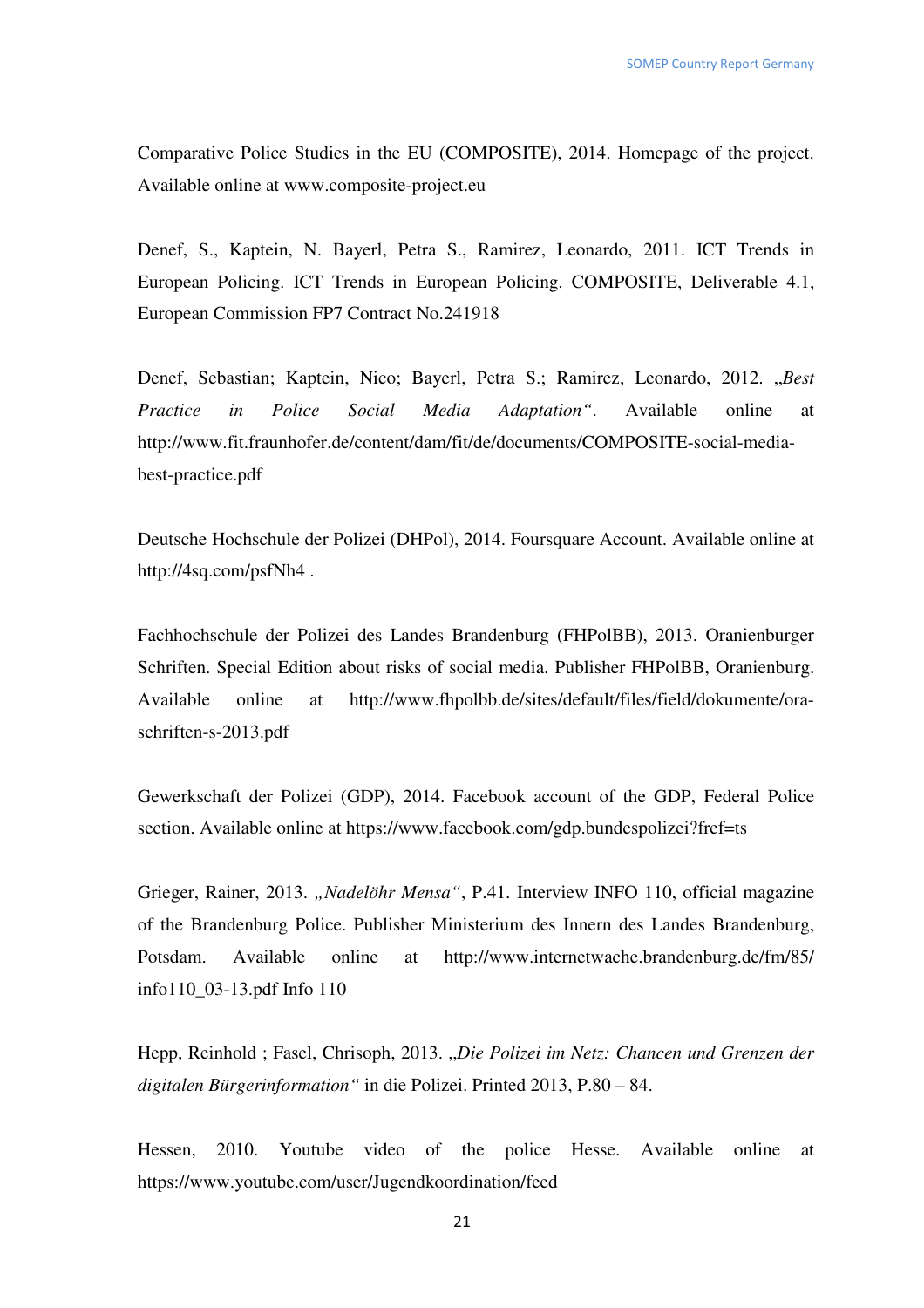Comparative Police Studies in the EU (COMPOSITE), 2014. Homepage of the project. Available online at www.composite-project.eu

Denef, S., Kaptein, N. Bayerl, Petra S., Ramirez, Leonardo, 2011. ICT Trends in European Policing. ICT Trends in European Policing. COMPOSITE, Deliverable 4.1, European Commission FP7 Contract No.241918

Denef, Sebastian; Kaptein, Nico; Bayerl, Petra S.; Ramirez, Leonardo, 2012. *„Best Practice in Police Social Media Adaptation"*. Available online at http://www.fit.fraunhofer.de/content/dam/fit/de/documents/COMPOSITE-social-media-best-practice.pdf

Deutsche Hochschule der Polizei (DHPol), 2014. Foursquare Account. Available online at http://4sq.com/psfNh4 .

Fachhochschule der Polizei des Landes Brandenburg (FHPolBB), 2013. Oranienburger Schriften. Special Edition about risks of social media. Publisher FHPolBB, Oranienburg. Available online at http://www.fhpolbb.de/sites/default/files/field/dokumente/ora-schriften-s-2013.pdf

Gewerkschaft der Polizei (GDP), 2014. Facebook account of the GDP, Federal Police section. Available online at https://www.facebook.com/gdp.bundespolizei?fref=ts

Grieger, Rainer, 2013. *„Nadelöhr Mensa"*, P.41. Interview INFO 110, official magazine of the Brandenburg Police. Publisher Ministerium des Innern des Landes Brandenburg, Potsdam. Available online at http://www.internetwache.brandenburg.de/fm/85/info110_03-13.pdf Info 110

Hepp, Reinhold ; Fasel, Chrisoph, 2013. *„Die Polizei im Netz: Chancen und Grenzen der digitalen Bürgerinformation"* in die Polizei. Printed 2013, P.80 – 84.

Hessen, 2010. Youtube video of the police Hesse. Available online at https://www.youtube.com/user/Jugendkoordination/feed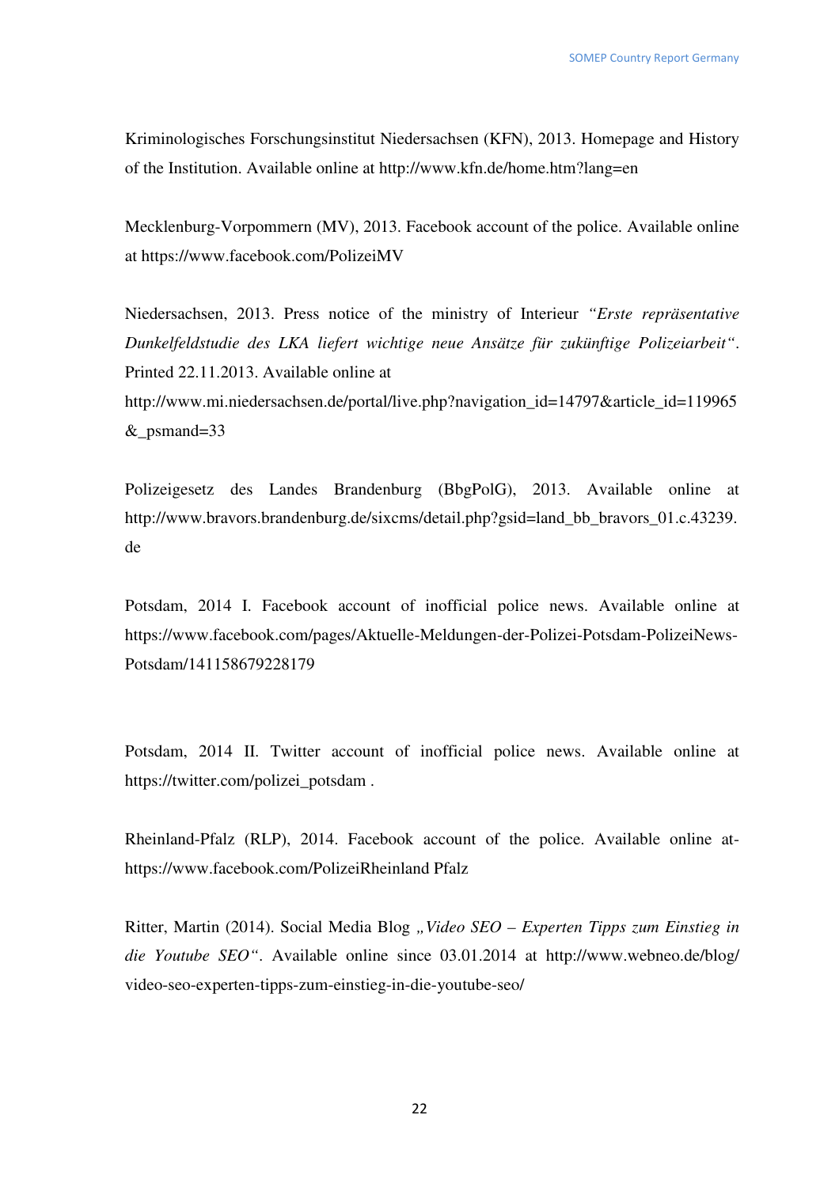Kriminologisches Forschungsinstitut Niedersachsen (KFN), 2013. Homepage and History of the Institution. Available online at http://www.kfn.de/home.htm?lang=en

Mecklenburg-Vorpommern (MV), 2013. Facebook account of the police. Available online at https://www.facebook.com/PolizeiMV

Niedersachsen, 2013. Press notice of the ministry of Interieur *"Erste repräsentative Dunkelfeldstudie des LKA liefert wichtige neue Ansätze für zukünftige Polizeiarbeit"*. Printed 22.11.2013. Available online at
http://www.mi.niedersachsen.de/portal/live.php?navigation_id=14797&article_id=119965&_psmand=33

Polizeigesetz des Landes Brandenburg (BbgPolG), 2013. Available online at http://www.bravors.brandenburg.de/sixcms/detail.php?gsid=land_bb_bravors_01.c.43239.de

Potsdam, 2014 I. Facebook account of inofficial police news. Available online at https://www.facebook.com/pages/Aktuelle-Meldungen-der-Polizei-Potsdam-PolizeiNews-Potsdam/141158679228179

Potsdam, 2014 II. Twitter account of inofficial police news. Available online at https://twitter.com/polizei_potsdam .

Rheinland-Pfalz (RLP), 2014. Facebook account of the police. Available online at-https://www.facebook.com/PolizeiRheinland Pfalz

Ritter, Martin (2014). Social Media Blog *„Video SEO – Experten Tipps zum Einstieg in die Youtube SEO"*. Available online since 03.01.2014 at http://www.webneo.de/blog/video-seo-experten-tipps-zum-einstieg-in-die-youtube-seo/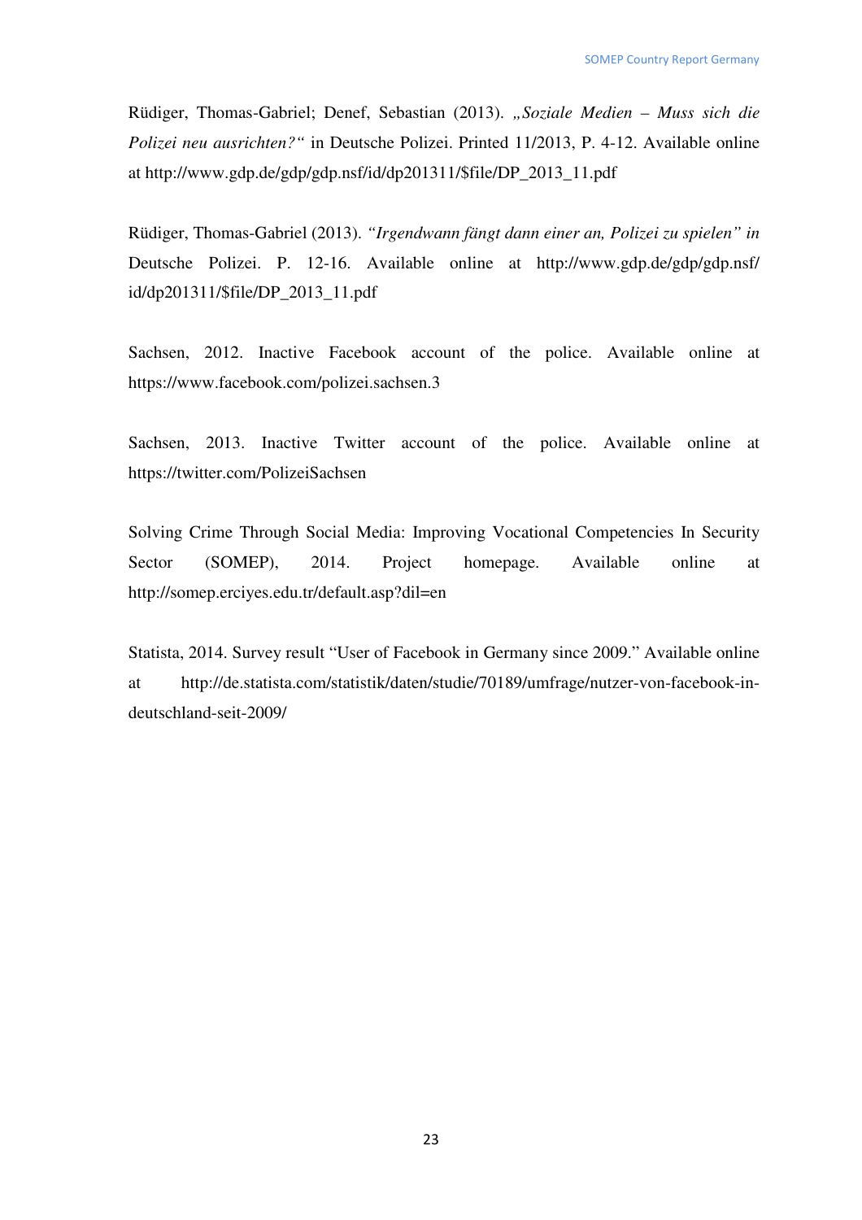Rüdiger, Thomas-Gabriel; Denef, Sebastian (2013). *„Soziale Medien – Muss sich die Polizei neu ausrichten?“* in Deutsche Polizei. Printed 11/2013, P. 4-12. Available online at http://www.gdp.de/gdp/gdp.nsf/id/dp201311/$file/DP_2013_11.pdf

Rüdiger, Thomas-Gabriel (2013). *“Irgendwann fängt dann einer an, Polizei zu spielen” in* Deutsche Polizei. P. 12-16. Available online at http://www.gdp.de/gdp/gdp.nsf/id/dp201311/$file/DP_2013_11.pdf

Sachsen, 2012. Inactive Facebook account of the police. Available online at https://www.facebook.com/polizei.sachsen.3

Sachsen, 2013. Inactive Twitter account of the police. Available online at https://twitter.com/PolizeiSachsen

Solving Crime Through Social Media: Improving Vocational Competencies In Security Sector (SOMEP), 2014. Project homepage. Available online at http://somep.erciyes.edu.tr/default.asp?dil=en

Statista, 2014. Survey result “User of Facebook in Germany since 2009.” Available online at http://de.statista.com/statistik/daten/studie/70189/umfrage/nutzer-von-facebook-in-deutschland-seit-2009/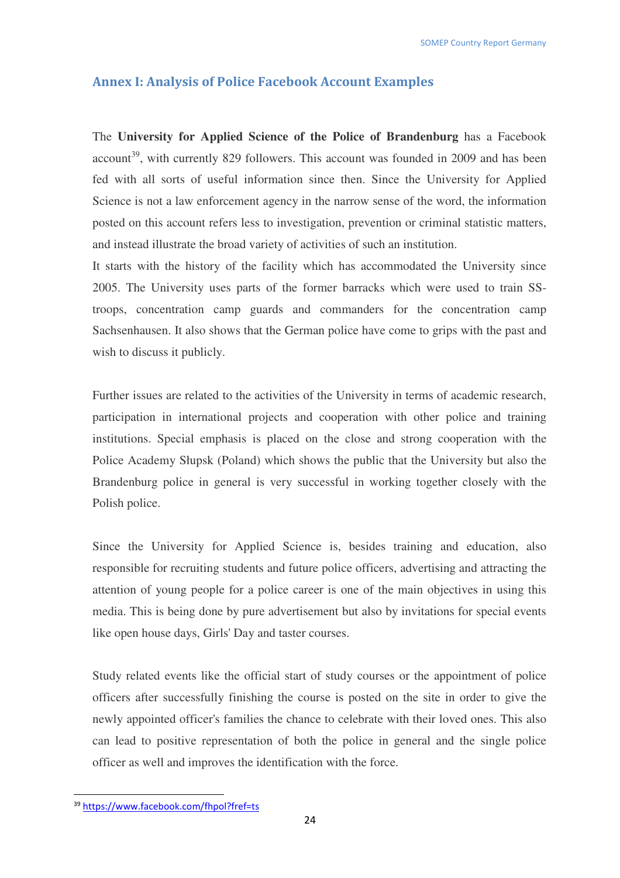## Annex I: Analysis of Police Facebook Account Examples

The **University for Applied Science of the Police of Brandenburg** has a Facebook account[39], with currently 829 followers. This account was founded in 2009 and has been fed with all sorts of useful information since then. Since the University for Applied Science is not a law enforcement agency in the narrow sense of the word, the information posted on this account refers less to investigation, prevention or criminal statistic matters, and instead illustrate the broad variety of activities of such an institution.
It starts with the history of the facility which has accommodated the University since 2005. The University uses parts of the former barracks which were used to train SS-troops, concentration camp guards and commanders for the concentration camp Sachsenhausen. It also shows that the German police have come to grips with the past and wish to discuss it publicly.

Further issues are related to the activities of the University in terms of academic research, participation in international projects and cooperation with other police and training institutions. Special emphasis is placed on the close and strong cooperation with the Police Academy Słupsk (Poland) which shows the public that the University but also the Brandenburg police in general is very successful in working together closely with the Polish police.

Since the University for Applied Science is, besides training and education, also responsible for recruiting students and future police officers, advertising and attracting the attention of young people for a police career is one of the main objectives in using this media. This is being done by pure advertisement but also by invitations for special events like open house days, Girls' Day and taster courses.

Study related events like the official start of study courses or the appointment of police officers after successfully finishing the course is posted on the site in order to give the newly appointed officer's families the chance to celebrate with their loved ones. This also can lead to positive representation of both the police in general and the single police officer as well and improves the identification with the force.

---

[39] https://www.facebook.com/fhpol?fref=ts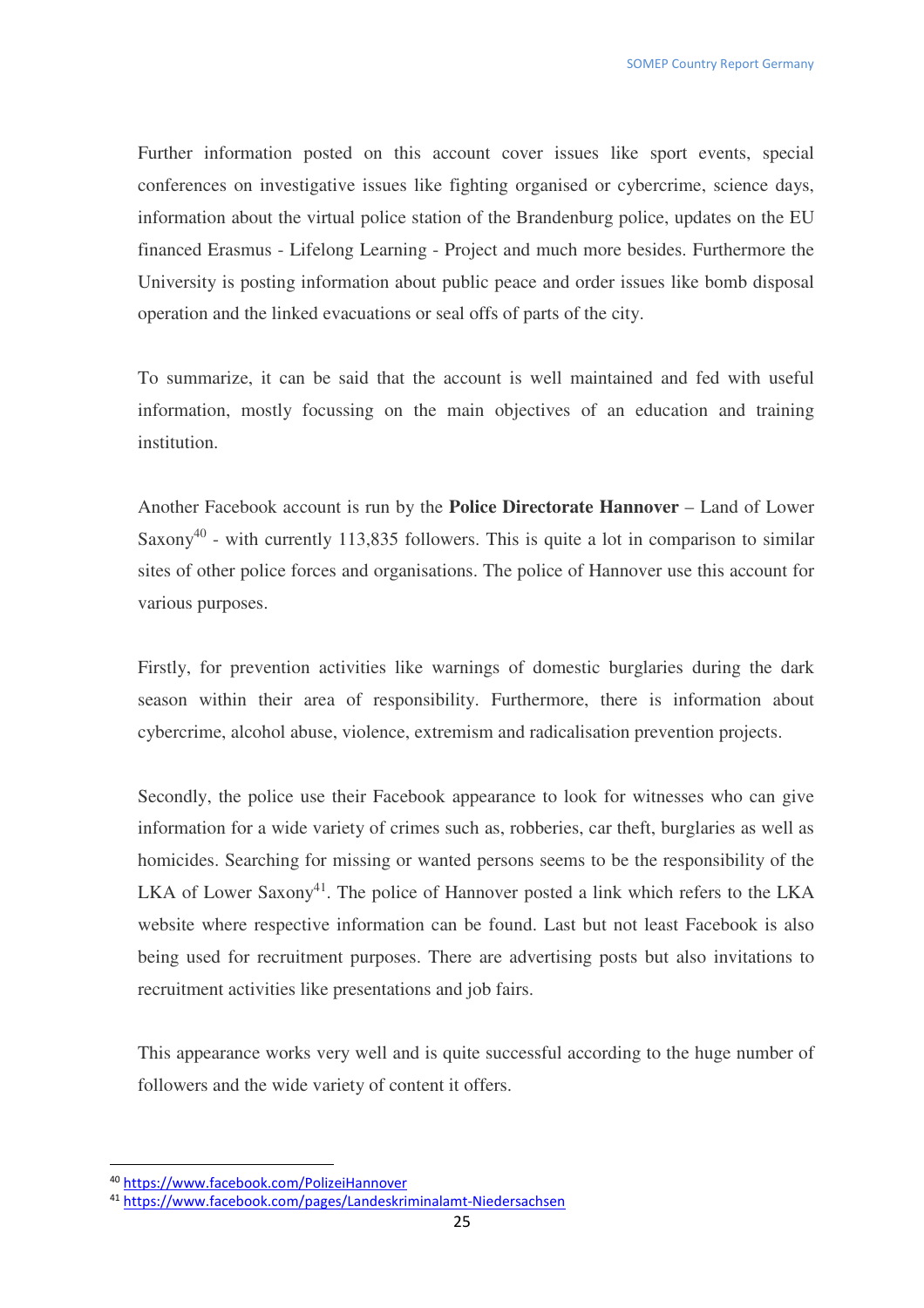Further information posted on this account cover issues like sport events, special conferences on investigative issues like fighting organised or cybercrime, science days, information about the virtual police station of the Brandenburg police, updates on the EU financed Erasmus - Lifelong Learning - Project and much more besides. Furthermore the University is posting information about public peace and order issues like bomb disposal operation and the linked evacuations or seal offs of parts of the city.

To summarize, it can be said that the account is well maintained and fed with useful information, mostly focussing on the main objectives of an education and training institution.

Another Facebook account is run by the **Police Directorate Hannover** – Land of Lower Saxony[40] - with currently 113,835 followers. This is quite a lot in comparison to similar sites of other police forces and organisations. The police of Hannover use this account for various purposes.

Firstly, for prevention activities like warnings of domestic burglaries during the dark season within their area of responsibility. Furthermore, there is information about cybercrime, alcohol abuse, violence, extremism and radicalisation prevention projects.

Secondly, the police use their Facebook appearance to look for witnesses who can give information for a wide variety of crimes such as, robberies, car theft, burglaries as well as homicides. Searching for missing or wanted persons seems to be the responsibility of the LKA of Lower Saxony[41]. The police of Hannover posted a link which refers to the LKA website where respective information can be found. Last but not least Facebook is also being used for recruitment purposes. There are advertising posts but also invitations to recruitment activities like presentations and job fairs.

This appearance works very well and is quite successful according to the huge number of followers and the wide variety of content it offers.

---

[40] https://www.facebook.com/PolizeiHannover

[41] https://www.facebook.com/pages/Landeskriminalamt-Niedersachsen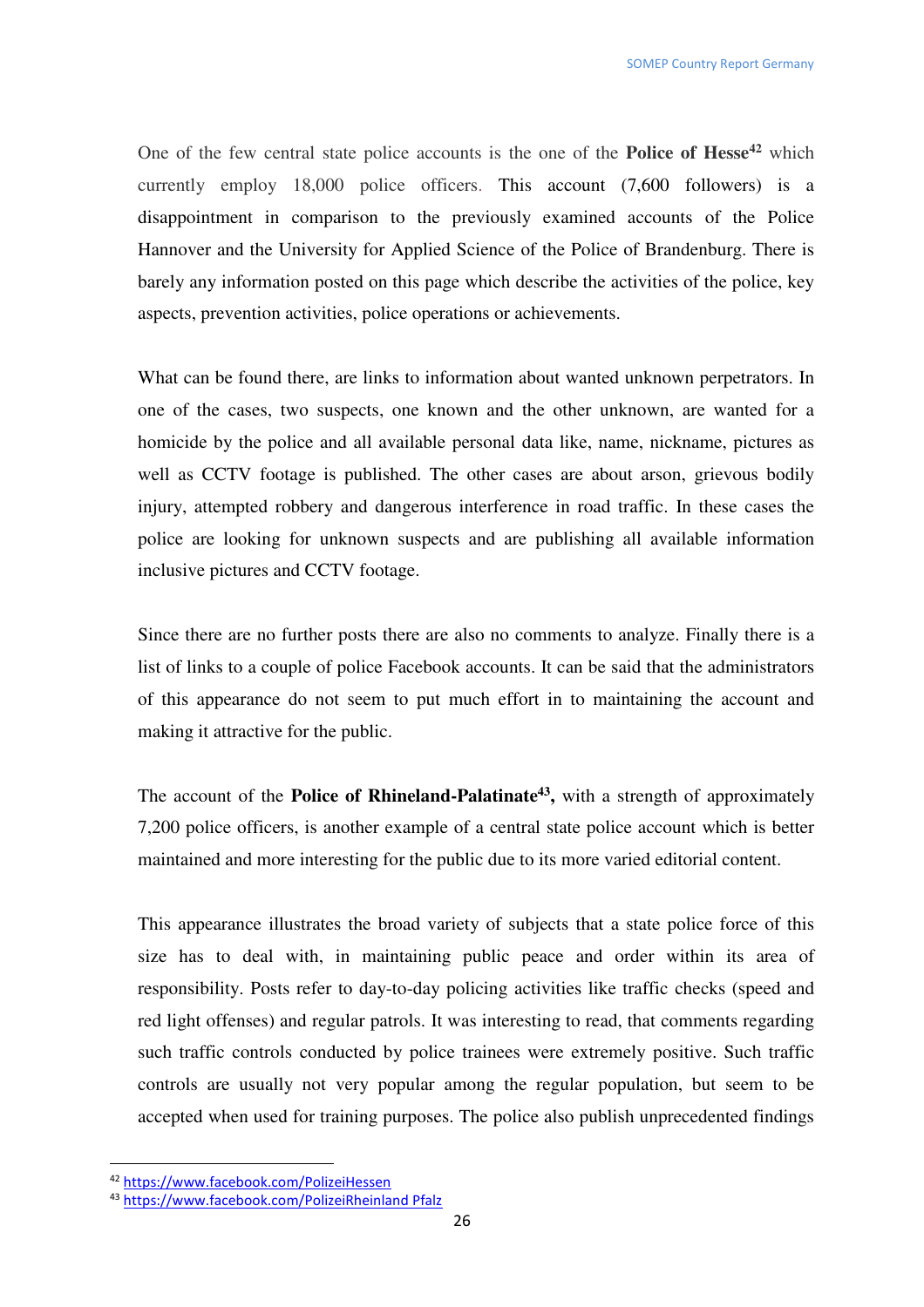One of the few central state police accounts is the one of the **Police of Hesse**[42] which currently employ 18,000 police officers. This account (7,600 followers) is a disappointment in comparison to the previously examined accounts of the Police Hannover and the University for Applied Science of the Police of Brandenburg. There is barely any information posted on this page which describe the activities of the police, key aspects, prevention activities, police operations or achievements.

What can be found there, are links to information about wanted unknown perpetrators. In one of the cases, two suspects, one known and the other unknown, are wanted for a homicide by the police and all available personal data like, name, nickname, pictures as well as CCTV footage is published. The other cases are about arson, grievous bodily injury, attempted robbery and dangerous interference in road traffic. In these cases the police are looking for unknown suspects and are publishing all available information inclusive pictures and CCTV footage.

Since there are no further posts there are also no comments to analyze. Finally there is a list of links to a couple of police Facebook accounts. It can be said that the administrators of this appearance do not seem to put much effort in to maintaining the account and making it attractive for the public.

The account of the **Police of Rhineland-Palatinate**[43]**,** with a strength of approximately 7,200 police officers, is another example of a central state police account which is better maintained and more interesting for the public due to its more varied editorial content.

This appearance illustrates the broad variety of subjects that a state police force of this size has to deal with, in maintaining public peace and order within its area of responsibility. Posts refer to day-to-day policing activities like traffic checks (speed and red light offenses) and regular patrols. It was interesting to read, that comments regarding such traffic controls conducted by police trainees were extremely positive. Such traffic controls are usually not very popular among the regular population, but seem to be accepted when used for training purposes. The police also publish unprecedented findings

[42] https://www.facebook.com/PolizeiHessen

[43] https://www.facebook.com/PolizeiRheinland Pfalz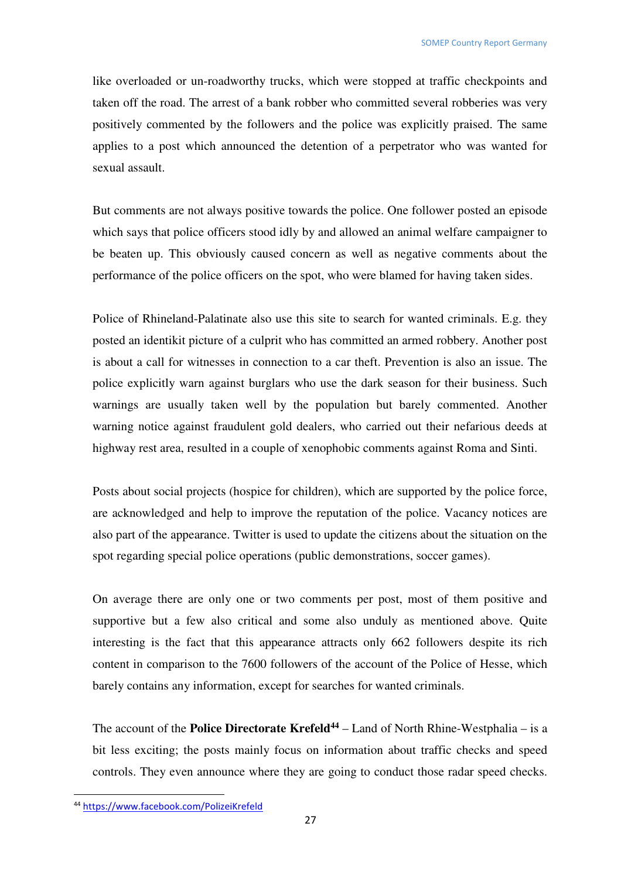like overloaded or un-roadworthy trucks, which were stopped at traffic checkpoints and taken off the road. The arrest of a bank robber who committed several robberies was very positively commented by the followers and the police was explicitly praised. The same applies to a post which announced the detention of a perpetrator who was wanted for sexual assault.

But comments are not always positive towards the police. One follower posted an episode which says that police officers stood idly by and allowed an animal welfare campaigner to be beaten up. This obviously caused concern as well as negative comments about the performance of the police officers on the spot, who were blamed for having taken sides.

Police of Rhineland-Palatinate also use this site to search for wanted criminals. E.g. they posted an identikit picture of a culprit who has committed an armed robbery. Another post is about a call for witnesses in connection to a car theft. Prevention is also an issue. The police explicitly warn against burglars who use the dark season for their business. Such warnings are usually taken well by the population but barely commented. Another warning notice against fraudulent gold dealers, who carried out their nefarious deeds at highway rest area, resulted in a couple of xenophobic comments against Roma and Sinti.

Posts about social projects (hospice for children), which are supported by the police force, are acknowledged and help to improve the reputation of the police. Vacancy notices are also part of the appearance. Twitter is used to update the citizens about the situation on the spot regarding special police operations (public demonstrations, soccer games).

On average there are only one or two comments per post, most of them positive and supportive but a few also critical and some also unduly as mentioned above. Quite interesting is the fact that this appearance attracts only 662 followers despite its rich content in comparison to the 7600 followers of the account of the Police of Hesse, which barely contains any information, except for searches for wanted criminals.

The account of the **Police Directorate Krefeld**[44] – Land of North Rhine-Westphalia – is a bit less exciting; the posts mainly focus on information about traffic checks and speed controls. They even announce where they are going to conduct those radar speed checks.

[44] https://www.facebook.com/PolizeiKrefeld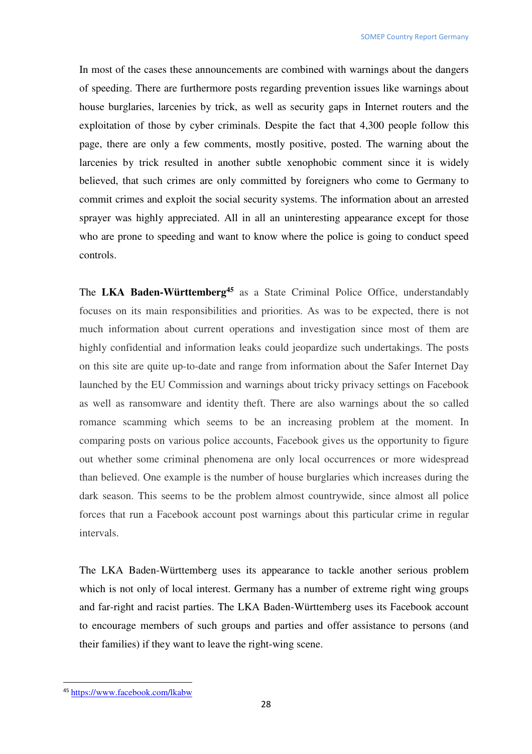In most of the cases these announcements are combined with warnings about the dangers of speeding. There are furthermore posts regarding prevention issues like warnings about house burglaries, larcenies by trick, as well as security gaps in Internet routers and the exploitation of those by cyber criminals. Despite the fact that 4,300 people follow this page, there are only a few comments, mostly positive, posted. The warning about the larcenies by trick resulted in another subtle xenophobic comment since it is widely believed, that such crimes are only committed by foreigners who come to Germany to commit crimes and exploit the social security systems. The information about an arrested sprayer was highly appreciated. All in all an uninteresting appearance except for those who are prone to speeding and want to know where the police is going to conduct speed controls.

The **LKA Baden-Württemberg**[45] as a State Criminal Police Office, understandably focuses on its main responsibilities and priorities. As was to be expected, there is not much information about current operations and investigation since most of them are highly confidential and information leaks could jeopardize such undertakings. The posts on this site are quite up-to-date and range from information about the Safer Internet Day launched by the EU Commission and warnings about tricky privacy settings on Facebook as well as ransomware and identity theft. There are also warnings about the so called romance scamming which seems to be an increasing problem at the moment. In comparing posts on various police accounts, Facebook gives us the opportunity to figure out whether some criminal phenomena are only local occurrences or more widespread than believed. One example is the number of house burglaries which increases during the dark season. This seems to be the problem almost countrywide, since almost all police forces that run a Facebook account post warnings about this particular crime in regular intervals.

The LKA Baden-Württemberg uses its appearance to tackle another serious problem which is not only of local interest. Germany has a number of extreme right wing groups and far-right and racist parties. The LKA Baden-Württemberg uses its Facebook account to encourage members of such groups and parties and offer assistance to persons (and their families) if they want to leave the right-wing scene.

---

[45] https://www.facebook.com/lkabw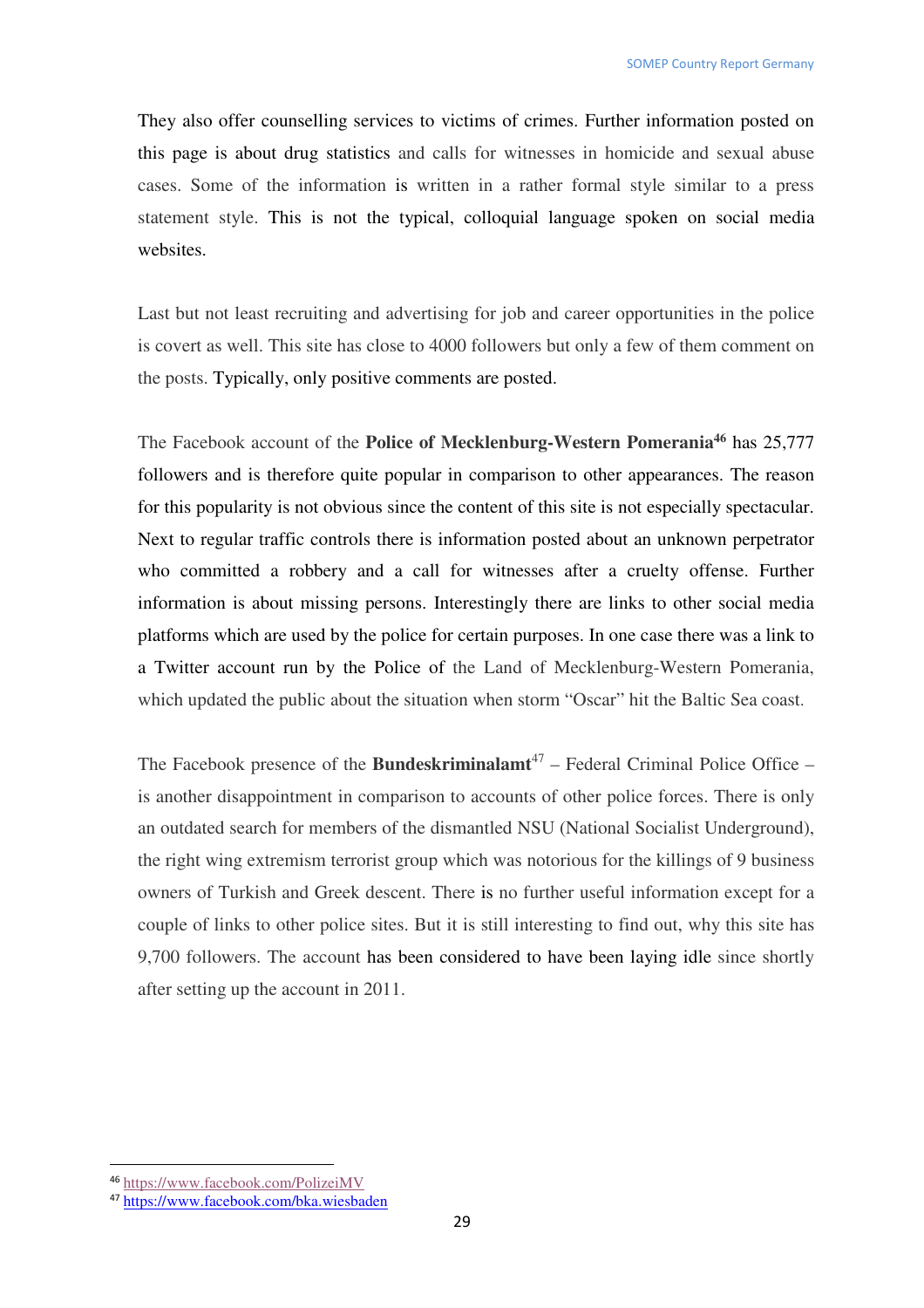They also offer counselling services to victims of crimes. Further information posted on this page is about drug statistics and calls for witnesses in homicide and sexual abuse cases. Some of the information is written in a rather formal style similar to a press statement style. This is not the typical, colloquial language spoken on social media websites.

Last but not least recruiting and advertising for job and career opportunities in the police is covert as well. This site has close to 4000 followers but only a few of them comment on the posts. Typically, only positive comments are posted.

The Facebook account of the **Police of Mecklenburg-Western Pomerania**[46] has 25,777 followers and is therefore quite popular in comparison to other appearances. The reason for this popularity is not obvious since the content of this site is not especially spectacular. Next to regular traffic controls there is information posted about an unknown perpetrator who committed a robbery and a call for witnesses after a cruelty offense. Further information is about missing persons. Interestingly there are links to other social media platforms which are used by the police for certain purposes. In one case there was a link to a Twitter account run by the Police of the Land of Mecklenburg-Western Pomerania, which updated the public about the situation when storm "Oscar" hit the Baltic Sea coast.

The Facebook presence of the **Bundeskriminalamt**[47] – Federal Criminal Police Office – is another disappointment in comparison to accounts of other police forces. There is only an outdated search for members of the dismantled NSU (National Socialist Underground), the right wing extremism terrorist group which was notorious for the killings of 9 business owners of Turkish and Greek descent. There is no further useful information except for a couple of links to other police sites. But it is still interesting to find out, why this site has 9,700 followers. The account has been considered to have been laying idle since shortly after setting up the account in 2011.

---

[46] https://www.facebook.com/PolizeiMV

[47] https://www.facebook.com/bka.wiesbaden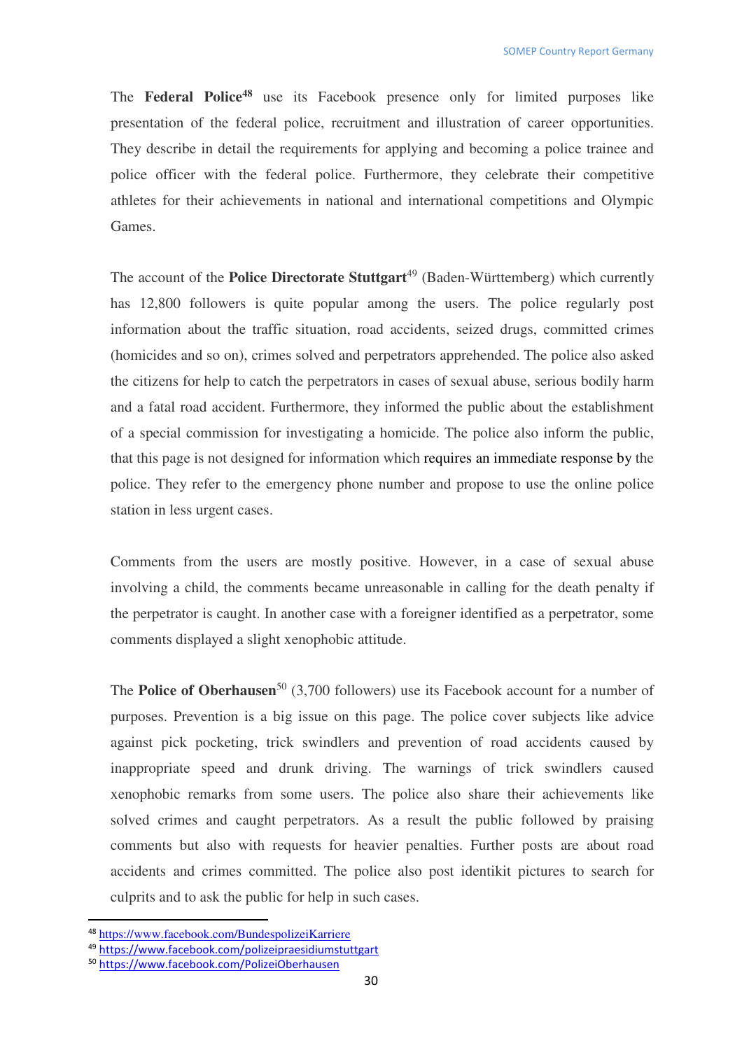The **Federal Police**[48] use its Facebook presence only for limited purposes like presentation of the federal police, recruitment and illustration of career opportunities. They describe in detail the requirements for applying and becoming a police trainee and police officer with the federal police. Furthermore, they celebrate their competitive athletes for their achievements in national and international competitions and Olympic Games.

The account of the **Police Directorate Stuttgart**[49] (Baden-Württemberg) which currently has 12,800 followers is quite popular among the users. The police regularly post information about the traffic situation, road accidents, seized drugs, committed crimes (homicides and so on), crimes solved and perpetrators apprehended. The police also asked the citizens for help to catch the perpetrators in cases of sexual abuse, serious bodily harm and a fatal road accident. Furthermore, they informed the public about the establishment of a special commission for investigating a homicide. The police also inform the public, that this page is not designed for information which requires an immediate response by the police. They refer to the emergency phone number and propose to use the online police station in less urgent cases.

Comments from the users are mostly positive. However, in a case of sexual abuse involving a child, the comments became unreasonable in calling for the death penalty if the perpetrator is caught. In another case with a foreigner identified as a perpetrator, some comments displayed a slight xenophobic attitude.

The **Police of Oberhausen**[50] (3,700 followers) use its Facebook account for a number of purposes. Prevention is a big issue on this page. The police cover subjects like advice against pick pocketing, trick swindlers and prevention of road accidents caused by inappropriate speed and drunk driving. The warnings of trick swindlers caused xenophobic remarks from some users. The police also share their achievements like solved crimes and caught perpetrators. As a result the public followed by praising comments but also with requests for heavier penalties. Further posts are about road accidents and crimes committed. The police also post identikit pictures to search for culprits and to ask the public for help in such cases.

---

[48] https://www.facebook.com/BundespolizeiKarriere

[49] https://www.facebook.com/polizeipraesidiumstuttgart

[50] https://www.facebook.com/PolizeiOberhausen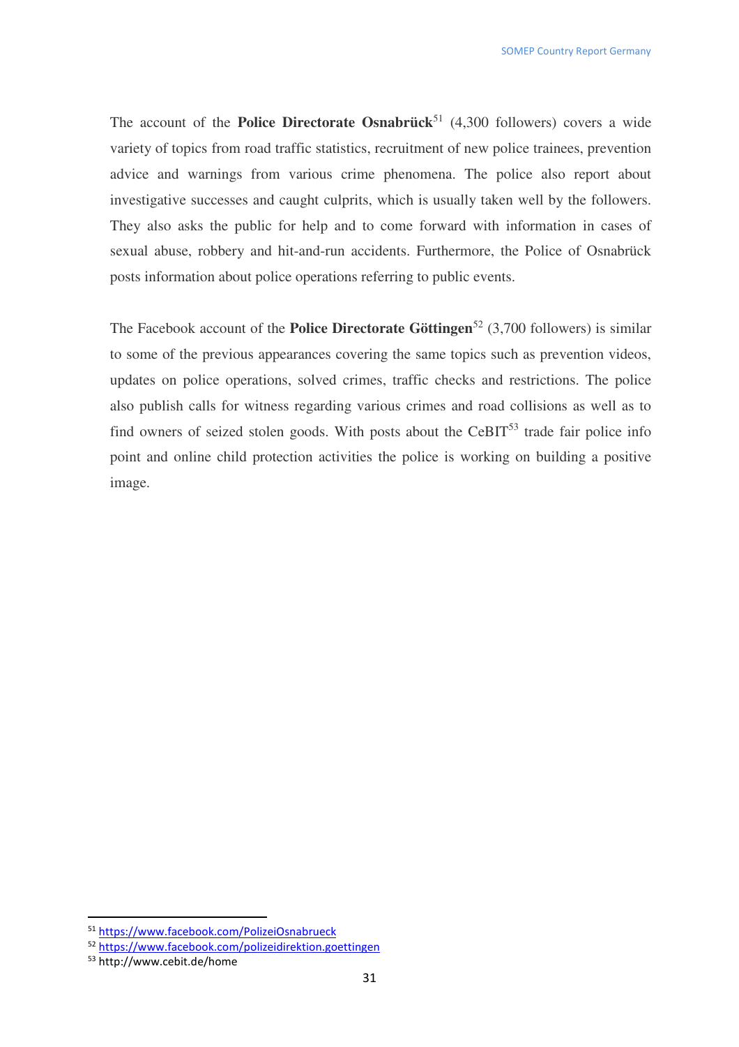The account of the **Police Directorate Osnabrück**[51] (4,300 followers) covers a wide variety of topics from road traffic statistics, recruitment of new police trainees, prevention advice and warnings from various crime phenomena. The police also report about investigative successes and caught culprits, which is usually taken well by the followers. They also asks the public for help and to come forward with information in cases of sexual abuse, robbery and hit-and-run accidents. Furthermore, the Police of Osnabrück posts information about police operations referring to public events.

The Facebook account of the **Police Directorate Göttingen**[52] (3,700 followers) is similar to some of the previous appearances covering the same topics such as prevention videos, updates on police operations, solved crimes, traffic checks and restrictions. The police also publish calls for witness regarding various crimes and road collisions as well as to find owners of seized stolen goods. With posts about the CeBIT[53] trade fair police info point and online child protection activities the police is working on building a positive image.

---

[51] https://www.facebook.com/PolizeiOsnabrueck

[52] https://www.facebook.com/polizeidirektion.goettingen

[53] http://www.cebit.de/home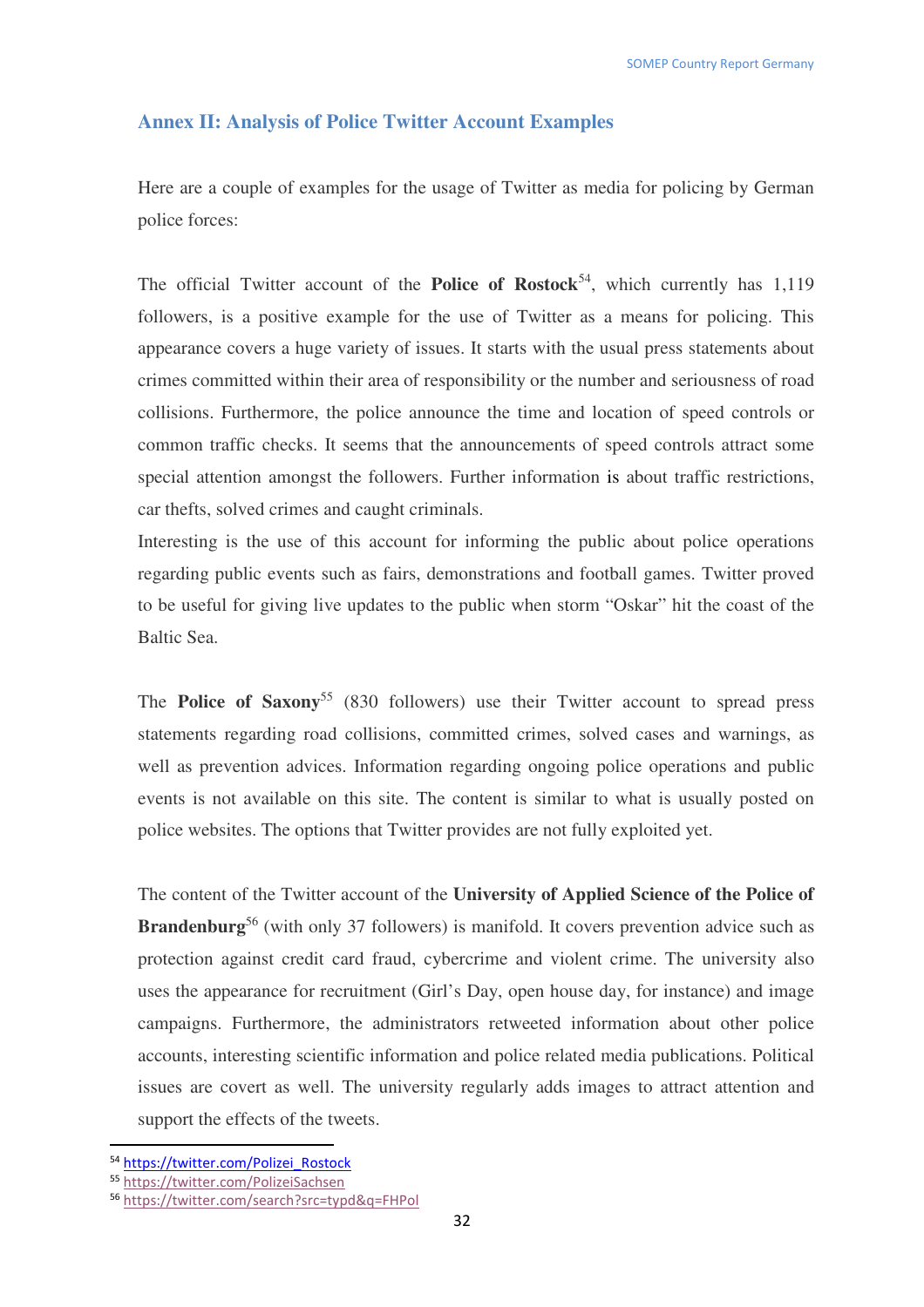## Annex II: Analysis of Police Twitter Account Examples

Here are a couple of examples for the usage of Twitter as media for policing by German police forces:

The official Twitter account of the **Police of Rostock**[54], which currently has 1,119 followers, is a positive example for the use of Twitter as a means for policing. This appearance covers a huge variety of issues. It starts with the usual press statements about crimes committed within their area of responsibility or the number and seriousness of road collisions. Furthermore, the police announce the time and location of speed controls or common traffic checks. It seems that the announcements of speed controls attract some special attention amongst the followers. Further information is about traffic restrictions, car thefts, solved crimes and caught criminals.

Interesting is the use of this account for informing the public about police operations regarding public events such as fairs, demonstrations and football games. Twitter proved to be useful for giving live updates to the public when storm "Oskar" hit the coast of the Baltic Sea.

The **Police of Saxony**[55] (830 followers) use their Twitter account to spread press statements regarding road collisions, committed crimes, solved cases and warnings, as well as prevention advices. Information regarding ongoing police operations and public events is not available on this site. The content is similar to what is usually posted on police websites. The options that Twitter provides are not fully exploited yet.

The content of the Twitter account of the **University of Applied Science of the Police of Brandenburg**[56] (with only 37 followers) is manifold. It covers prevention advice such as protection against credit card fraud, cybercrime and violent crime. The university also uses the appearance for recruitment (Girl's Day, open house day, for instance) and image campaigns. Furthermore, the administrators retweeted information about other police accounts, interesting scientific information and police related media publications. Political issues are covert as well. The university regularly adds images to attract attention and support the effects of the tweets.

---

[54] https://twitter.com/Polizei_Rostock

[55] https://twitter.com/PolizeiSachsen

[56] https://twitter.com/search?src=typd&q=FHPol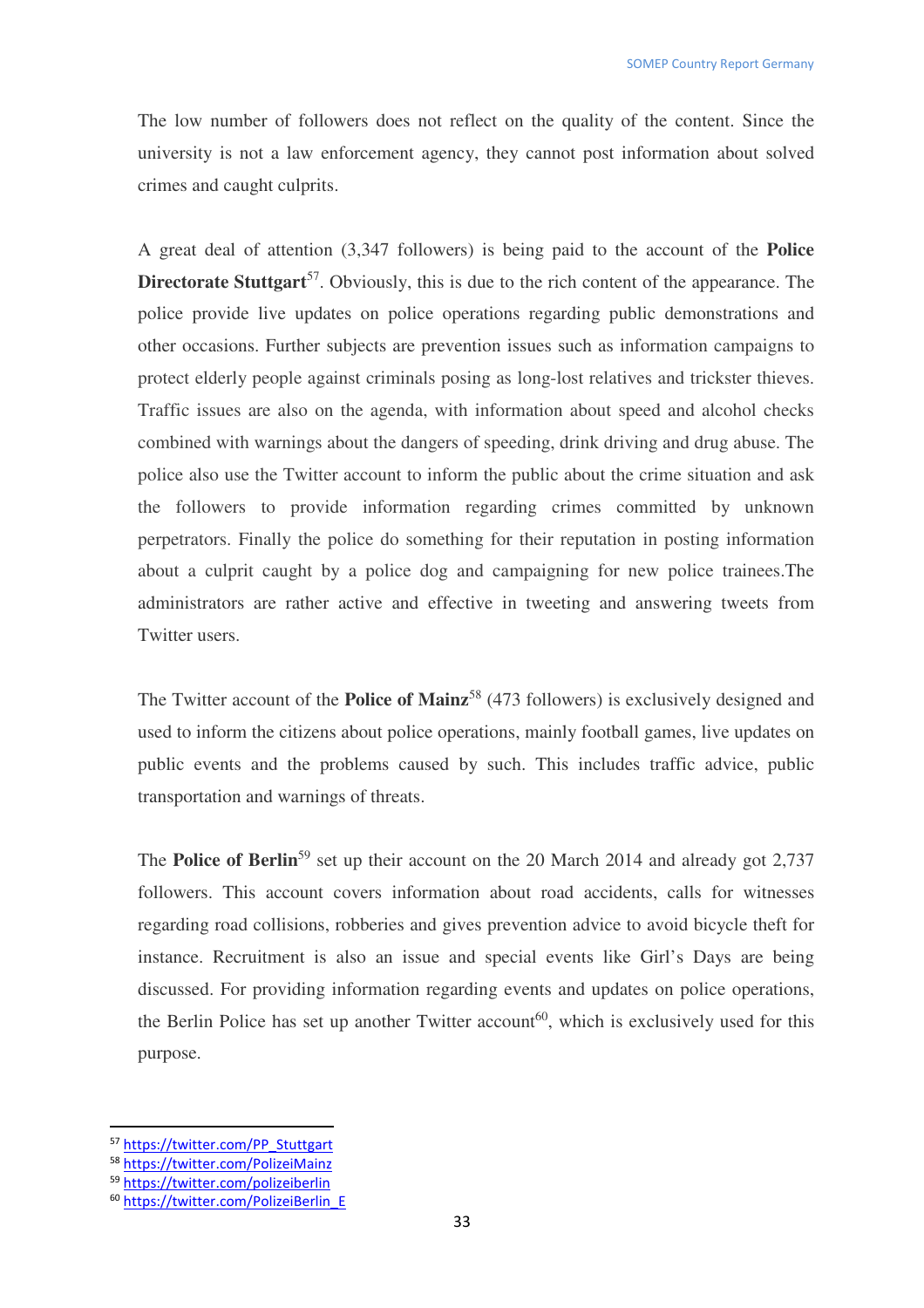The low number of followers does not reflect on the quality of the content. Since the university is not a law enforcement agency, they cannot post information about solved crimes and caught culprits.

A great deal of attention (3,347 followers) is being paid to the account of the **Police Directorate Stuttgart**[57]. Obviously, this is due to the rich content of the appearance. The police provide live updates on police operations regarding public demonstrations and other occasions. Further subjects are prevention issues such as information campaigns to protect elderly people against criminals posing as long-lost relatives and trickster thieves. Traffic issues are also on the agenda, with information about speed and alcohol checks combined with warnings about the dangers of speeding, drink driving and drug abuse. The police also use the Twitter account to inform the public about the crime situation and ask the followers to provide information regarding crimes committed by unknown perpetrators. Finally the police do something for their reputation in posting information about a culprit caught by a police dog and campaigning for new police trainees.The administrators are rather active and effective in tweeting and answering tweets from Twitter users.

The Twitter account of the **Police of Mainz**[58] (473 followers) is exclusively designed and used to inform the citizens about police operations, mainly football games, live updates on public events and the problems caused by such. This includes traffic advice, public transportation and warnings of threats.

The **Police of Berlin**[59] set up their account on the 20 March 2014 and already got 2,737 followers. This account covers information about road accidents, calls for witnesses regarding road collisions, robberies and gives prevention advice to avoid bicycle theft for instance. Recruitment is also an issue and special events like Girl's Days are being discussed. For providing information regarding events and updates on police operations, the Berlin Police has set up another Twitter account[60], which is exclusively used for this purpose.

---

[57] https://twitter.com/PP_Stuttgart
[58] https://twitter.com/PolizeiMainz
[59] https://twitter.com/polizeiberlin
[60] https://twitter.com/PolizeiBerlin_E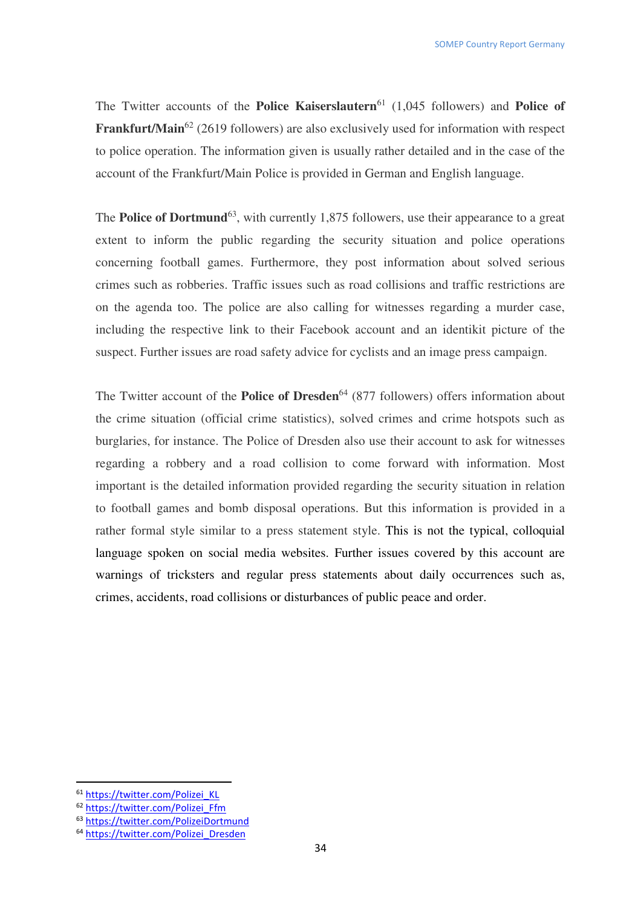The Twitter accounts of the **Police Kaiserslautern**[61] (1,045 followers) and **Police of Frankfurt/Main**[62] (2619 followers) are also exclusively used for information with respect to police operation. The information given is usually rather detailed and in the case of the account of the Frankfurt/Main Police is provided in German and English language.

The **Police of Dortmund**[63], with currently 1,875 followers, use their appearance to a great extent to inform the public regarding the security situation and police operations concerning football games. Furthermore, they post information about solved serious crimes such as robberies. Traffic issues such as road collisions and traffic restrictions are on the agenda too. The police are also calling for witnesses regarding a murder case, including the respective link to their Facebook account and an identikit picture of the suspect. Further issues are road safety advice for cyclists and an image press campaign.

The Twitter account of the **Police of Dresden**[64] (877 followers) offers information about the crime situation (official crime statistics), solved crimes and crime hotspots such as burglaries, for instance. The Police of Dresden also use their account to ask for witnesses regarding a robbery and a road collision to come forward with information. Most important is the detailed information provided regarding the security situation in relation to football games and bomb disposal operations. But this information is provided in a rather formal style similar to a press statement style. This is not the typical, colloquial language spoken on social media websites. Further issues covered by this account are warnings of tricksters and regular press statements about daily occurrences such as, crimes, accidents, road collisions or disturbances of public peace and order.

---

[61] https://twitter.com/Polizei_KL
[62] https://twitter.com/Polizei_Ffm
[63] https://twitter.com/PolizeiDortmund
[64] https://twitter.com/Polizei_Dresden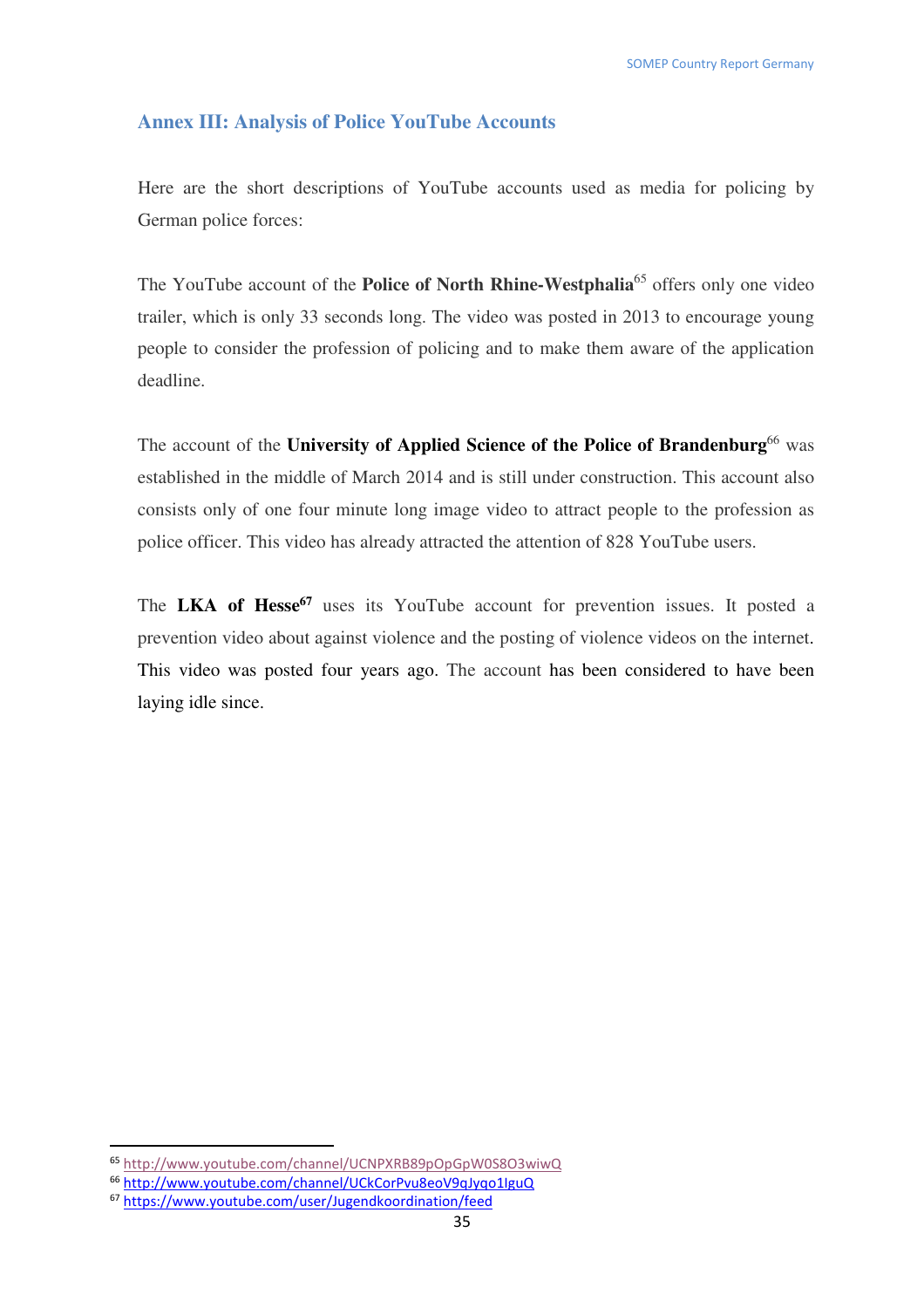## Annex III: Analysis of Police YouTube Accounts

Here are the short descriptions of YouTube accounts used as media for policing by German police forces:

The YouTube account of the **Police of North Rhine-Westphalia**[65] offers only one video trailer, which is only 33 seconds long. The video was posted in 2013 to encourage young people to consider the profession of policing and to make them aware of the application deadline.

The account of the **University of Applied Science of the Police of Brandenburg**[66] was established in the middle of March 2014 and is still under construction. This account also consists only of one four minute long image video to attract people to the profession as police officer. This video has already attracted the attention of 828 YouTube users.

The **LKA of Hesse**[67] uses its YouTube account for prevention issues. It posted a prevention video about against violence and the posting of violence videos on the internet. This video was posted four years ago. The account has been considered to have been laying idle since.

---

[65] http://www.youtube.com/channel/UCNPXRB89pOpGpW0S8O3wiwQ

[66] http://www.youtube.com/channel/UCkCorPvu8eoV9qJyqo1IguQ

[67] https://www.youtube.com/user/Jugendkoordination/feed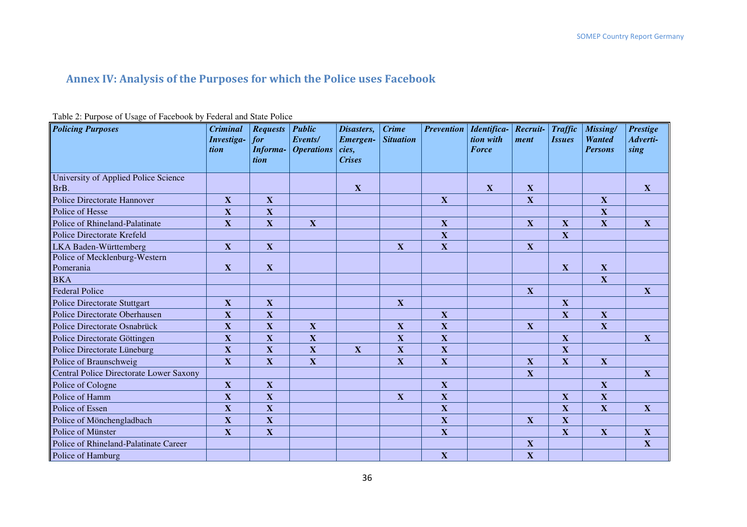## Annex IV: Analysis of the Purposes for which the Police uses Facebook

Table 2: Purpose of Usage of Facebook by Federal and State Police

| *Policing Purposes* | *Criminal Investigation* | *Requests for Information* | *Public Events/ Operations* | *Disasters, Emergencies, Crises* | *Crime Situation* | *Prevention* | *Identification with Force* | *Recruitment* | *Traffic Issues* | *Missing/ Wanted Persons* | *Prestige Advertising* |
|---|---|---|---|---|---|---|---|---|---|---|---|
| University of Applied Police Science BrB. | | | | **X** | | | **X** | **X** | | | **X** |
| Police Directorate Hannover | **X** | **X** | | | | **X** | | **X** | | **X** | |
| Police of Hesse | **X** | **X** | | | | | | | | **X** | |
| Police of Rhineland-Palatinate | **X** | **X** | **X** | | | **X** | | **X** | **X** | **X** | **X** |
| Police Directorate Krefeld | | | | | | **X** | | | **X** | | |
| LKA Baden-Württemberg | **X** | **X** | | | **X** | **X** | | **X** | | | |
| Police of Mecklenburg-Western Pomerania | **X** | **X** | | | | | | | **X** | **X** | |
| BKA | | | | | | | | | | **X** | |
| Federal Police | | | | | | | | **X** | | | **X** |
| Police Directorate Stuttgart | **X** | **X** | | | **X** | | | | **X** | | |
| Police Directorate Oberhausen | **X** | **X** | | | | **X** | | | **X** | **X** | |
| Police Directorate Osnabrück | **X** | **X** | **X** | | **X** | **X** | | **X** | | **X** | |
| Police Directorate Göttingen | **X** | **X** | **X** | | **X** | **X** | | | **X** | | **X** |
| Police Directorate Lüneburg | **X** | **X** | **X** | **X** | **X** | **X** | | | **X** | | |
| Police of Braunschweig | **X** | **X** | **X** | | **X** | **X** | | **X** | **X** | **X** | |
| Central Police Directorate Lower Saxony | | | | | | | | **X** | | | **X** |
| Police of Cologne | **X** | **X** | | | | **X** | | | | **X** | |
| Police of Hamm | **X** | **X** | | | **X** | **X** | | | **X** | **X** | |
| Police of Essen | **X** | **X** | | | | **X** | | | **X** | **X** | **X** |
| Police of Mönchengladbach | **X** | **X** | | | | **X** | | **X** | **X** | | |
| Police of Münster | **X** | **X** | | | | **X** | | | **X** | **X** | **X** |
| Police of Rhineland-Palatinate Career | | | | | | | | **X** | | | **X** |
| Police of Hamburg | | | | | | **X** | | **X** | | | |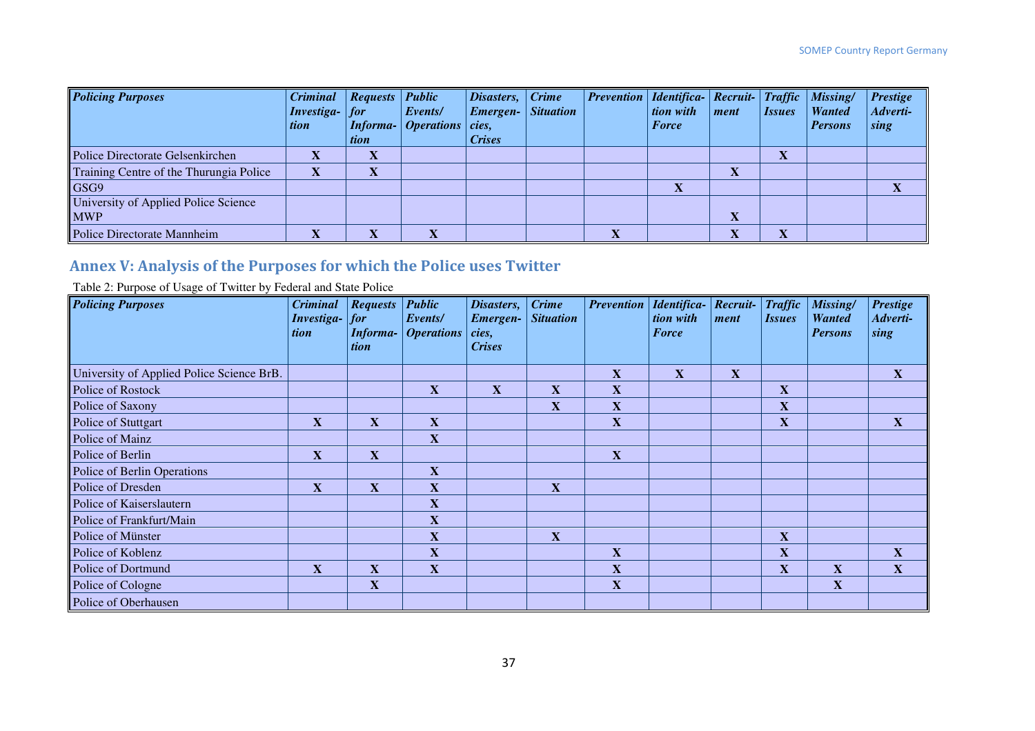| *Policing Purposes* | *Criminal Investiga-tion* | *Requests for Informa-tion* | *Public Events/ Operations* | *Disasters, Emergen-cies, Crises* | *Crime Situation* | *Prevention* | *Identifica-tion with Force* | *Recruit-ment* | *Traffic Issues* | *Missing/ Wanted Persons* | *Prestige Adverti-sing* |
|---|---|---|---|---|---|---|---|---|---|---|---|
| Police Directorate Gelsenkirchen | X | X | | | | | | | X | | |
| Training Centre of the Thurungia Police | X | X | | | | | | X | | | |
| GSG9 | | | | | | | X | | | | X |
| University of Applied Police Science MWP | | | | | | | | X | | | |
| Police Directorate Mannheim | X | X | X | | | X | | X | X | | |

## Annex V: Analysis of the Purposes for which the Police uses Twitter

Table 2: Purpose of Usage of Twitter by Federal and State Police

| *Policing Purposes* | *Criminal Investiga-tion* | *Requests for Informa-tion* | *Public Events/ Operations* | *Disasters, Emergen-cies, Crises* | *Crime Situation* | *Prevention* | *Identifica-tion with Force* | *Recruit-ment* | *Traffic Issues* | *Missing/ Wanted Persons* | *Prestige Adverti-sing* |
|---|---|---|---|---|---|---|---|---|---|---|---|
| University of Applied Police Science BrB. | | | | | | X | X | X | | | X |
| Police of Rostock | | | X | X | X | X | | | X | | |
| Police of Saxony | | | | | X | X | | | X | | |
| Police of Stuttgart | X | X | X | | | X | | | X | | X |
| Police of Mainz | | | X | | | | | | | | |
| Police of Berlin | X | X | | | | X | | | | | |
| Police of Berlin Operations | | | X | | | | | | | | |
| Police of Dresden | X | X | X | | X | | | | | | |
| Police of Kaiserslautern | | | X | | | | | | | | |
| Police of Frankfurt/Main | | | X | | | | | | | | |
| Police of Münster | | | X | | X | | | | X | | |
| Police of Koblenz | | | X | | | X | | | X | | X |
| Police of Dortmund | X | X | X | | | X | | | X | X | X |
| Police of Cologne | | X | | | | X | | | | X | |
| Police of Oberhausen | | | | | | | | | | | |